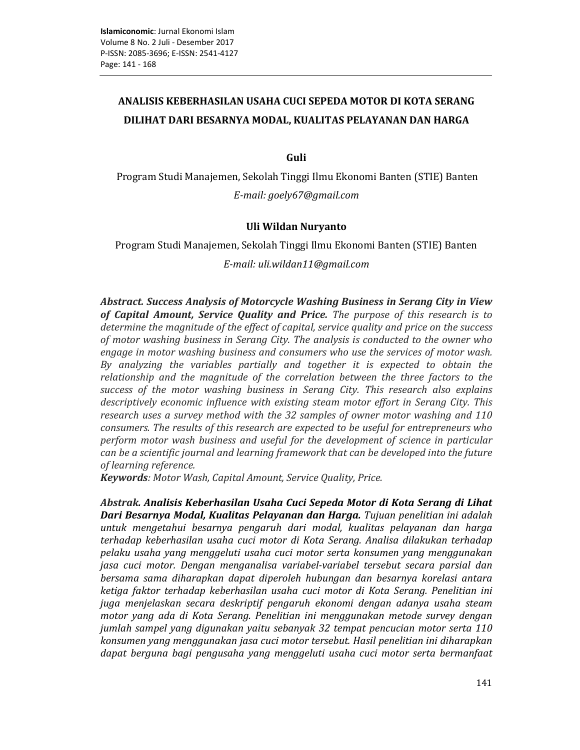# ANALISIS KEBERHASILAN USAHA CUCI SEPEDA MOTOR DI KOTA SERANG DILIHAT DARI BESARNYA MODAL, KUALITAS PELAYANAN DAN HARGA

**Guli**

Program Studi Manajemen, Sekolah Tinggi Ilmu Ekonomi Banten (STIE) Banten

*E-mail: goely67@gmail.com*

**Uli Wildan Nuryanto**

Program Studi Manajemen, Sekolah Tinggi Ilmu Ekonomi Banten (STIE) Banten

*E-mail: uli.wildan11@gmail.com*

***Abstract. Success Analysis of Motorcycle Washing Business in Serang City in View of Capital Amount, Service Quality and Price.*** *The purpose of this research is to determine the magnitude of the effect of capital, service quality and price on the success of motor washing business in Serang City. The analysis is conducted to the owner who engage in motor washing business and consumers who use the services of motor wash. By analyzing the variables partially and together it is expected to obtain the relationship and the magnitude of the correlation between the three factors to the success of the motor washing business in Serang City. This research also explains descriptively economic influence with existing steam motor effort in Serang City. This research uses a survey method with the 32 samples of owner motor washing and 110 consumers. The results of this research are expected to be useful for entrepreneurs who perform motor wash business and useful for the development of science in particular can be a scientific journal and learning framework that can be developed into the future of learning reference.*

***Keywords****: Motor Wash, Capital Amount, Service Quality, Price.*

***Abstrak. Analisis Keberhasilan Usaha Cuci Sepeda Motor di Kota Serang di Lihat Dari Besarnya Modal, Kualitas Pelayanan dan Harga.*** *Tujuan penelitian ini adalah untuk mengetahui besarnya pengaruh dari modal, kualitas pelayanan dan harga terhadap keberhasilan usaha cuci motor di Kota Serang. Analisa dilakukan terhadap pelaku usaha yang menggeluti usaha cuci motor serta konsumen yang menggunakan jasa cuci motor. Dengan menganalisa variabel-variabel tersebut secara parsial dan bersama sama diharapkan dapat diperoleh hubungan dan besarnya korelasi antara ketiga faktor terhadap keberhasilan usaha cuci motor di Kota Serang. Penelitian ini juga menjelaskan secara deskriptif pengaruh ekonomi dengan adanya usaha steam motor yang ada di Kota Serang. Penelitian ini menggunakan metode survey dengan jumlah sampel yang digunakan yaitu sebanyak 32 tempat pencucian motor serta 110 konsumen yang menggunakan jasa cuci motor tersebut. Hasil penelitian ini diharapkan dapat berguna bagi pengusaha yang menggeluti usaha cuci motor serta bermanfaat*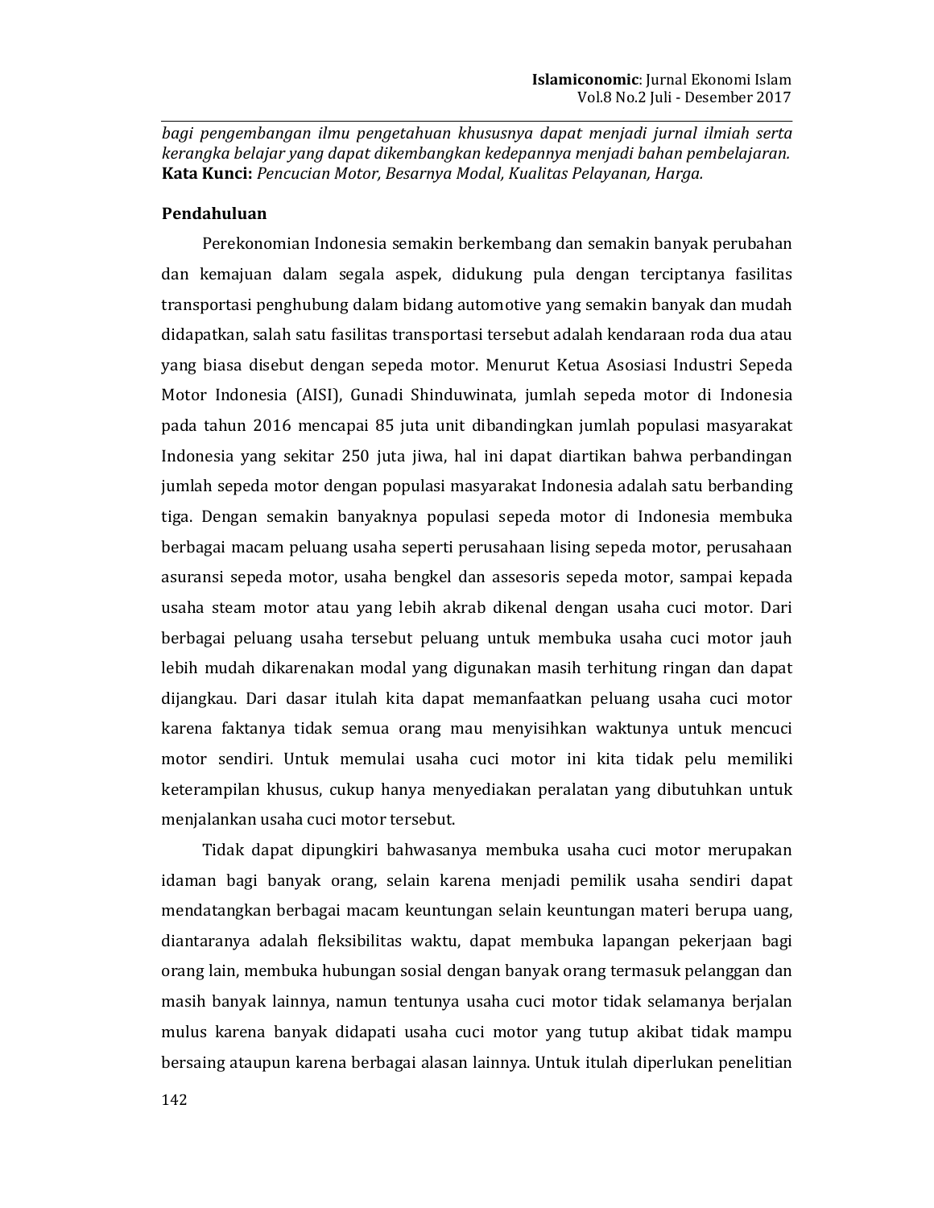*bagi pengembangan ilmu pengetahuan khususnya dapat menjadi jurnal ilmiah serta kerangka belajar yang dapat dikembangkan kedepannya menjadi bahan pembelajaran.*
**Kata Kunci:** *Pencucian Motor, Besarnya Modal, Kualitas Pelayanan, Harga.*

## Pendahuluan

Perekonomian Indonesia semakin berkembang dan semakin banyak perubahan dan kemajuan dalam segala aspek, didukung pula dengan terciptanya fasilitas transportasi penghubung dalam bidang automotive yang semakin banyak dan mudah didapatkan, salah satu fasilitas transportasi tersebut adalah kendaraan roda dua atau yang biasa disebut dengan sepeda motor. Menurut Ketua Asosiasi Industri Sepeda Motor Indonesia (AISI), Gunadi Shinduwinata, jumlah sepeda motor di Indonesia pada tahun 2016 mencapai 85 juta unit dibandingkan jumlah populasi masyarakat Indonesia yang sekitar 250 juta jiwa, hal ini dapat diartikan bahwa perbandingan jumlah sepeda motor dengan populasi masyarakat Indonesia adalah satu berbanding tiga. Dengan semakin banyaknya populasi sepeda motor di Indonesia membuka berbagai macam peluang usaha seperti perusahaan lising sepeda motor, perusahaan asuransi sepeda motor, usaha bengkel dan assesoris sepeda motor, sampai kepada usaha steam motor atau yang lebih akrab dikenal dengan usaha cuci motor. Dari berbagai peluang usaha tersebut peluang untuk membuka usaha cuci motor jauh lebih mudah dikarenakan modal yang digunakan masih terhitung ringan dan dapat dijangkau. Dari dasar itulah kita dapat memanfaatkan peluang usaha cuci motor karena faktanya tidak semua orang mau menyisihkan waktunya untuk mencuci motor sendiri. Untuk memulai usaha cuci motor ini kita tidak pelu memiliki keterampilan khusus, cukup hanya menyediakan peralatan yang dibutuhkan untuk menjalankan usaha cuci motor tersebut.

Tidak dapat dipungkiri bahwasanya membuka usaha cuci motor merupakan idaman bagi banyak orang, selain karena menjadi pemilik usaha sendiri dapat mendatangkan berbagai macam keuntungan selain keuntungan materi berupa uang, diantaranya adalah fleksibilitas waktu, dapat membuka lapangan pekerjaan bagi orang lain, membuka hubungan sosial dengan banyak orang termasuk pelanggan dan masih banyak lainnya, namun tentunya usaha cuci motor tidak selamanya berjalan mulus karena banyak didapati usaha cuci motor yang tutup akibat tidak mampu bersaing ataupun karena berbagai alasan lainnya. Untuk itulah diperlukan penelitian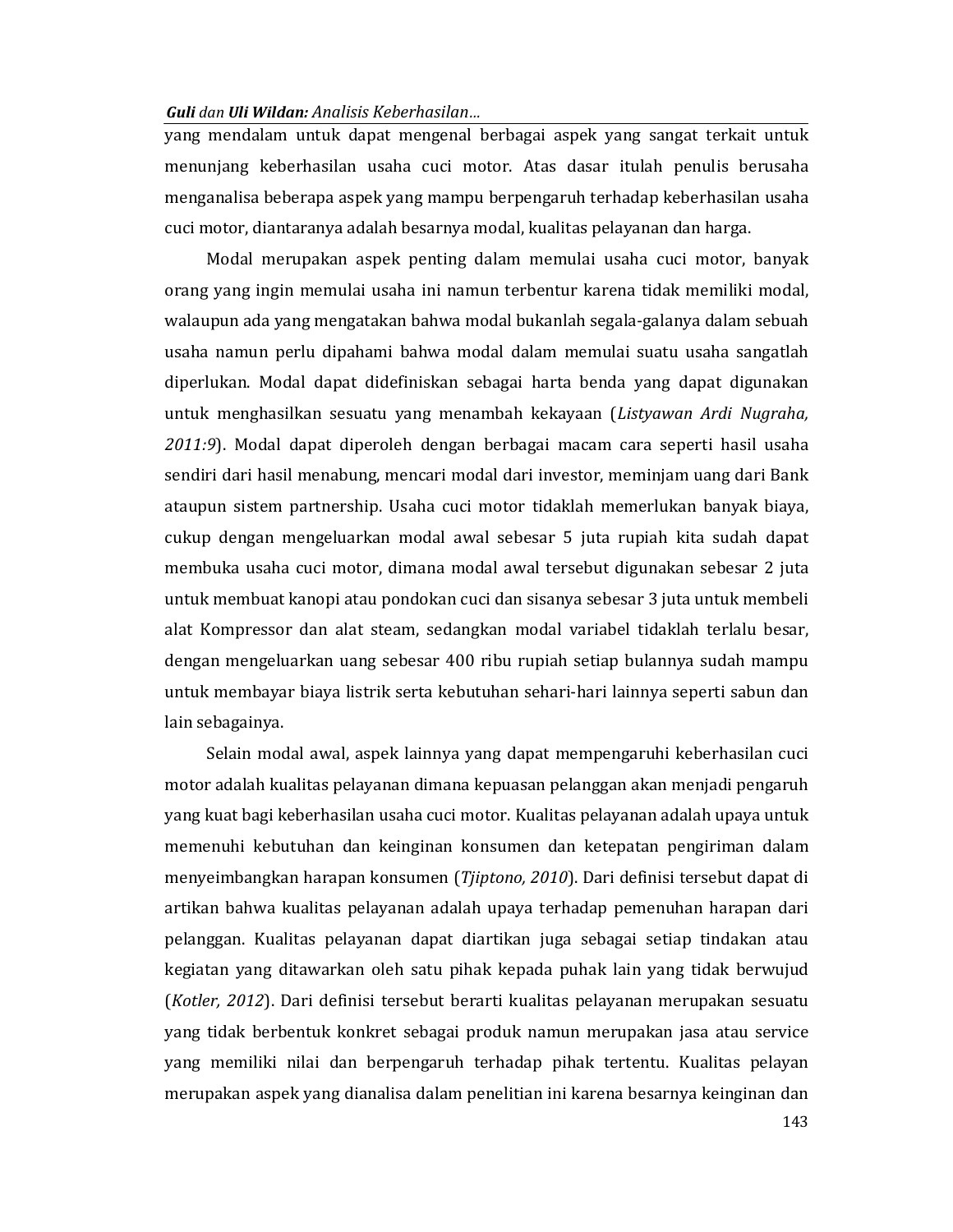yang mendalam untuk dapat mengenal berbagai aspek yang sangat terkait untuk menunjang keberhasilan usaha cuci motor. Atas dasar itulah penulis berusaha menganalisa beberapa aspek yang mampu berpengaruh terhadap keberhasilan usaha cuci motor, diantaranya adalah besarnya modal, kualitas pelayanan dan harga.

Modal merupakan aspek penting dalam memulai usaha cuci motor, banyak orang yang ingin memulai usaha ini namun terbentur karena tidak memiliki modal, walaupun ada yang mengatakan bahwa modal bukanlah segala-galanya dalam sebuah usaha namun perlu dipahami bahwa modal dalam memulai suatu usaha sangatlah diperlukan. Modal dapat didefiniskan sebagai harta benda yang dapat digunakan untuk menghasilkan sesuatu yang menambah kekayaan (*Listyawan Ardi Nugraha, 2011:9*). Modal dapat diperoleh dengan berbagai macam cara seperti hasil usaha sendiri dari hasil menabung, mencari modal dari investor, meminjam uang dari Bank ataupun sistem partnership. Usaha cuci motor tidaklah memerlukan banyak biaya, cukup dengan mengeluarkan modal awal sebesar 5 juta rupiah kita sudah dapat membuka usaha cuci motor, dimana modal awal tersebut digunakan sebesar 2 juta untuk membuat kanopi atau pondokan cuci dan sisanya sebesar 3 juta untuk membeli alat Kompressor dan alat steam, sedangkan modal variabel tidaklah terlalu besar, dengan mengeluarkan uang sebesar 400 ribu rupiah setiap bulannya sudah mampu untuk membayar biaya listrik serta kebutuhan sehari-hari lainnya seperti sabun dan lain sebagainya.

Selain modal awal, aspek lainnya yang dapat mempengaruhi keberhasilan cuci motor adalah kualitas pelayanan dimana kepuasan pelanggan akan menjadi pengaruh yang kuat bagi keberhasilan usaha cuci motor. Kualitas pelayanan adalah upaya untuk memenuhi kebutuhan dan keinginan konsumen dan ketepatan pengiriman dalam menyeimbangkan harapan konsumen (*Tjiptono, 2010*). Dari definisi tersebut dapat di artikan bahwa kualitas pelayanan adalah upaya terhadap pemenuhan harapan dari pelanggan. Kualitas pelayanan dapat diartikan juga sebagai setiap tindakan atau kegiatan yang ditawarkan oleh satu pihak kepada puhak lain yang tidak berwujud (*Kotler, 2012*). Dari definisi tersebut berarti kualitas pelayanan merupakan sesuatu yang tidak berbentuk konkret sebagai produk namun merupakan jasa atau service yang memiliki nilai dan berpengaruh terhadap pihak tertentu. Kualitas pelayan merupakan aspek yang dianalisa dalam penelitian ini karena besarnya keinginan dan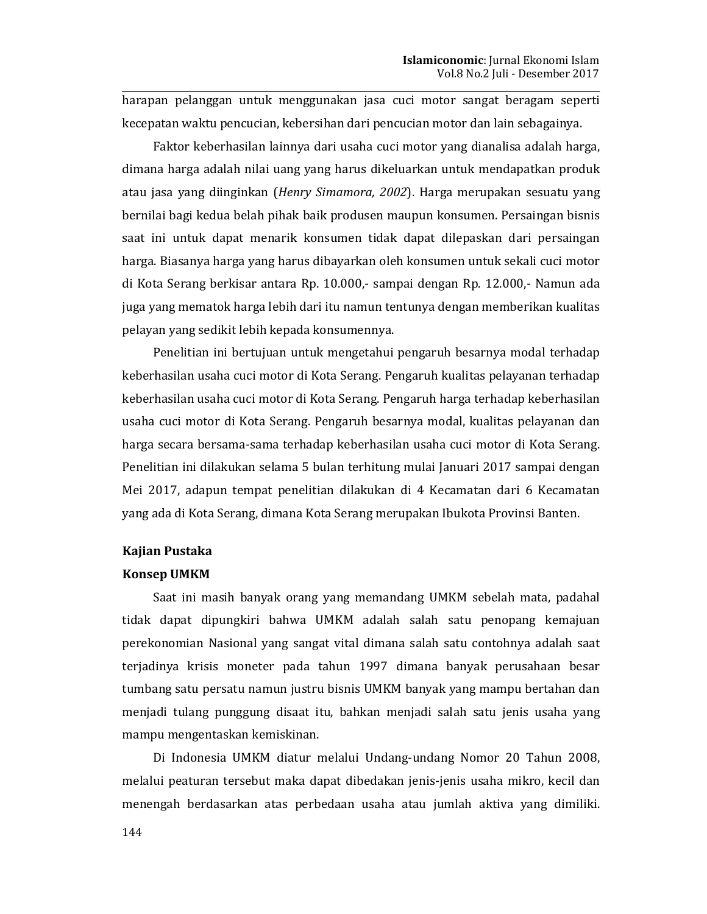harapan pelanggan untuk menggunakan jasa cuci motor sangat beragam seperti kecepatan waktu pencucian, kebersihan dari pencucian motor dan lain sebagainya.

Faktor keberhasilan lainnya dari usaha cuci motor yang dianalisa adalah harga, dimana harga adalah nilai uang yang harus dikeluarkan untuk mendapatkan produk atau jasa yang diinginkan (*Henry Simamora, 2002*). Harga merupakan sesuatu yang bernilai bagi kedua belah pihak baik produsen maupun konsumen. Persaingan bisnis saat ini untuk dapat menarik konsumen tidak dapat dilepaskan dari persaingan harga. Biasanya harga yang harus dibayarkan oleh konsumen untuk sekali cuci motor di Kota Serang berkisar antara Rp. 10.000,- sampai dengan Rp. 12.000,- Namun ada juga yang mematok harga lebih dari itu namun tentunya dengan memberikan kualitas pelayan yang sedikit lebih kepada konsumennya.

Penelitian ini bertujuan untuk mengetahui pengaruh besarnya modal terhadap keberhasilan usaha cuci motor di Kota Serang. Pengaruh kualitas pelayanan terhadap keberhasilan usaha cuci motor di Kota Serang. Pengaruh harga terhadap keberhasilan usaha cuci motor di Kota Serang. Pengaruh besarnya modal, kualitas pelayanan dan harga secara bersama-sama terhadap keberhasilan usaha cuci motor di Kota Serang. Penelitian ini dilakukan selama 5 bulan terhitung mulai Januari 2017 sampai dengan Mei 2017, adapun tempat penelitian dilakukan di 4 Kecamatan dari 6 Kecamatan yang ada di Kota Serang, dimana Kota Serang merupakan Ibukota Provinsi Banten.

## Kajian Pustaka

### Konsep UMKM

Saat ini masih banyak orang yang memandang UMKM sebelah mata, padahal tidak dapat dipungkiri bahwa UMKM adalah salah satu penopang kemajuan perekonomian Nasional yang sangat vital dimana salah satu contohnya adalah saat terjadinya krisis moneter pada tahun 1997 dimana banyak perusahaan besar tumbang satu persatu namun justru bisnis UMKM banyak yang mampu bertahan dan menjadi tulang punggung disaat itu, bahkan menjadi salah satu jenis usaha yang mampu mengentaskan kemiskinan.

Di Indonesia UMKM diatur melalui Undang-undang Nomor 20 Tahun 2008, melalui peaturan tersebut maka dapat dibedakan jenis-jenis usaha mikro, kecil dan menengah berdasarkan atas perbedaan usaha atau jumlah aktiva yang dimiliki.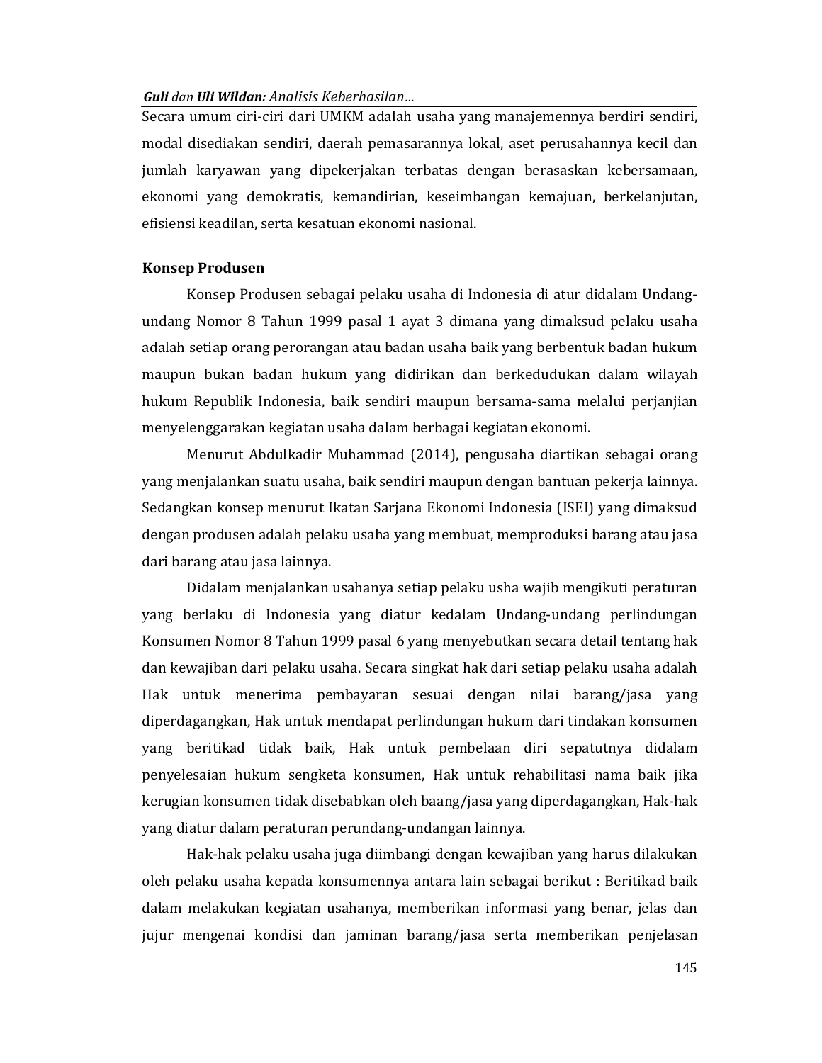Secara umum ciri-ciri dari UMKM adalah usaha yang manajemennya berdiri sendiri, modal disediakan sendiri, daerah pemasarannya lokal, aset perusahannya kecil dan jumlah karyawan yang dipekerjakan terbatas dengan berasaskan kebersamaan, ekonomi yang demokratis, kemandirian, keseimbangan kemajuan, berkelanjutan, efisiensi keadilan, serta kesatuan ekonomi nasional.

### Konsep Produsen

Konsep Produsen sebagai pelaku usaha di Indonesia di atur didalam Undang-undang Nomor 8 Tahun 1999 pasal 1 ayat 3 dimana yang dimaksud pelaku usaha adalah setiap orang perorangan atau badan usaha baik yang berbentuk badan hukum maupun bukan badan hukum yang didirikan dan berkedudukan dalam wilayah hukum Republik Indonesia, baik sendiri maupun bersama-sama melalui perjanjian menyelenggarakan kegiatan usaha dalam berbagai kegiatan ekonomi.

Menurut Abdulkadir Muhammad (2014), pengusaha diartikan sebagai orang yang menjalankan suatu usaha, baik sendiri maupun dengan bantuan pekerja lainnya. Sedangkan konsep menurut Ikatan Sarjana Ekonomi Indonesia (ISEI) yang dimaksud dengan produsen adalah pelaku usaha yang membuat, memproduksi barang atau jasa dari barang atau jasa lainnya.

Didalam menjalankan usahanya setiap pelaku usha wajib mengikuti peraturan yang berlaku di Indonesia yang diatur kedalam Undang-undang perlindungan Konsumen Nomor 8 Tahun 1999 pasal 6 yang menyebutkan secara detail tentang hak dan kewajiban dari pelaku usaha. Secara singkat hak dari setiap pelaku usaha adalah Hak untuk menerima pembayaran sesuai dengan nilai barang/jasa yang diperdagangkan, Hak untuk mendapat perlindungan hukum dari tindakan konsumen yang beritikad tidak baik, Hak untuk pembelaan diri sepatutnya didalam penyelesaian hukum sengketa konsumen, Hak untuk rehabilitasi nama baik jika kerugian konsumen tidak disebabkan oleh baang/jasa yang diperdagangkan, Hak-hak yang diatur dalam peraturan perundang-undangan lainnya.

Hak-hak pelaku usaha juga diimbangi dengan kewajiban yang harus dilakukan oleh pelaku usaha kepada konsumennya antara lain sebagai berikut : Beritikad baik dalam melakukan kegiatan usahanya, memberikan informasi yang benar, jelas dan jujur mengenai kondisi dan jaminan barang/jasa serta memberikan penjelasan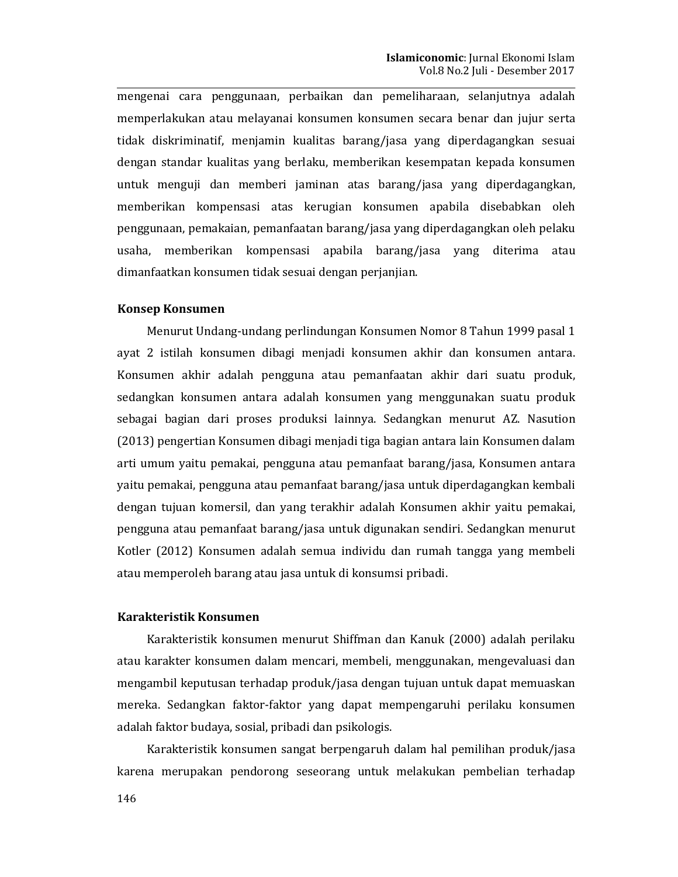mengenai cara penggunaan, perbaikan dan pemeliharaan, selanjutnya adalah memperlakukan atau melayanai konsumen konsumen secara benar dan jujur serta tidak diskriminatif, menjamin kualitas barang/jasa yang diperdagangkan sesuai dengan standar kualitas yang berlaku, memberikan kesempatan kepada konsumen untuk menguji dan memberi jaminan atas barang/jasa yang diperdagangkan, memberikan kompensasi atas kerugian konsumen apabila disebabkan oleh penggunaan, pemakaian, pemanfaatan barang/jasa yang diperdagangkan oleh pelaku usaha, memberikan kompensasi apabila barang/jasa yang diterima atau dimanfaatkan konsumen tidak sesuai dengan perjanjian.

**Konsep Konsumen**

Menurut Undang-undang perlindungan Konsumen Nomor 8 Tahun 1999 pasal 1 ayat 2 istilah konsumen dibagi menjadi konsumen akhir dan konsumen antara. Konsumen akhir adalah pengguna atau pemanfaatan akhir dari suatu produk, sedangkan konsumen antara adalah konsumen yang menggunakan suatu produk sebagai bagian dari proses produksi lainnya. Sedangkan menurut AZ. Nasution (2013) pengertian Konsumen dibagi menjadi tiga bagian antara lain Konsumen dalam arti umum yaitu pemakai, pengguna atau pemanfaat barang/jasa, Konsumen antara yaitu pemakai, pengguna atau pemanfaat barang/jasa untuk diperdagangkan kembali dengan tujuan komersil, dan yang terakhir adalah Konsumen akhir yaitu pemakai, pengguna atau pemanfaat barang/jasa untuk digunakan sendiri. Sedangkan menurut Kotler (2012) Konsumen adalah semua individu dan rumah tangga yang membeli atau memperoleh barang atau jasa untuk di konsumsi pribadi.

**Karakteristik Konsumen**

Karakteristik konsumen menurut Shiffman dan Kanuk (2000) adalah perilaku atau karakter konsumen dalam mencari, membeli, menggunakan, mengevaluasi dan mengambil keputusan terhadap produk/jasa dengan tujuan untuk dapat memuaskan mereka. Sedangkan faktor-faktor yang dapat mempengaruhi perilaku konsumen adalah faktor budaya, sosial, pribadi dan psikologis.

Karakteristik konsumen sangat berpengaruh dalam hal pemilihan produk/jasa karena merupakan pendorong seseorang untuk melakukan pembelian terhadap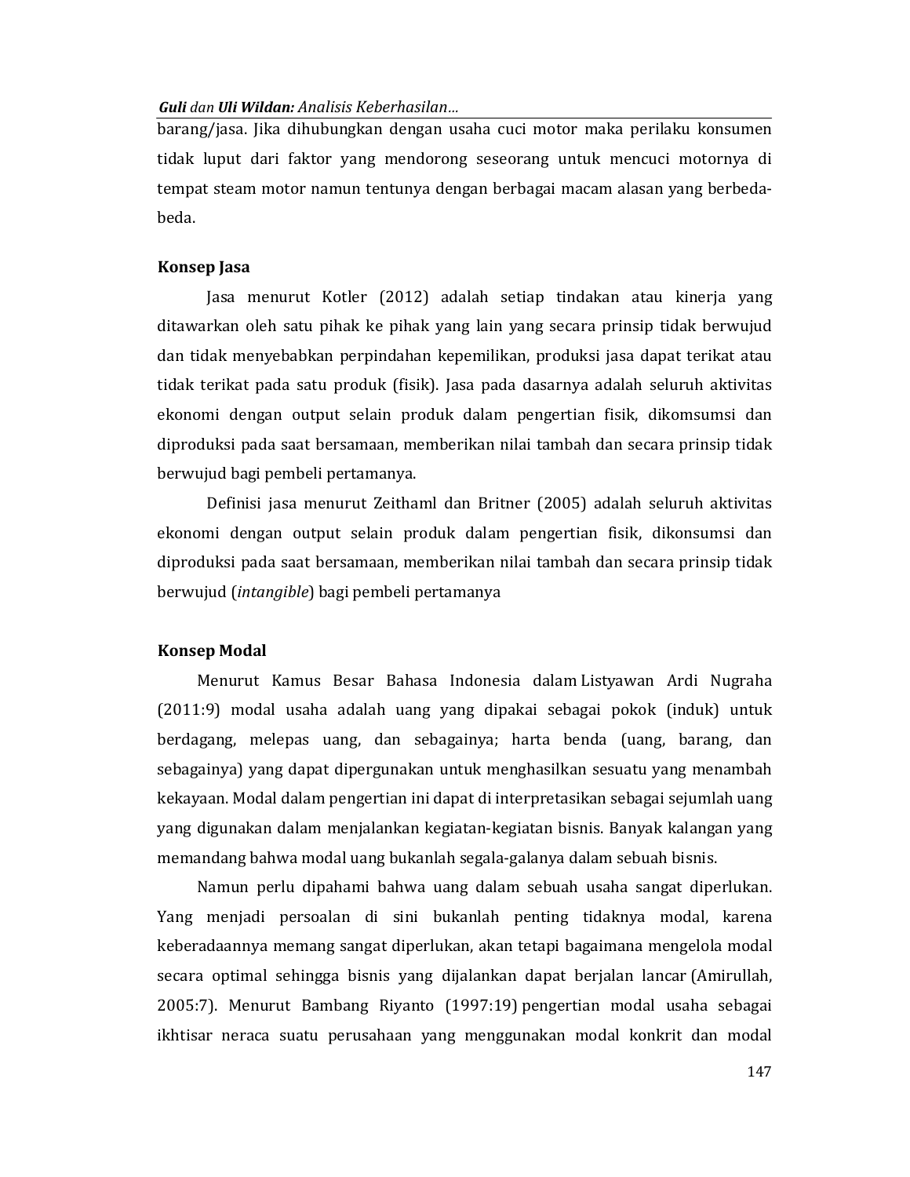barang/jasa. Jika dihubungkan dengan usaha cuci motor maka perilaku konsumen tidak luput dari faktor yang mendorong seseorang untuk mencuci motornya di tempat steam motor namun tentunya dengan berbagai macam alasan yang berbeda-beda.

### Konsep Jasa

Jasa menurut Kotler (2012) adalah setiap tindakan atau kinerja yang ditawarkan oleh satu pihak ke pihak yang lain yang secara prinsip tidak berwujud dan tidak menyebabkan perpindahan kepemilikan, produksi jasa dapat terikat atau tidak terikat pada satu produk (fisik). Jasa pada dasarnya adalah seluruh aktivitas ekonomi dengan output selain produk dalam pengertian fisik, dikomsumsi dan diproduksi pada saat bersamaan, memberikan nilai tambah dan secara prinsip tidak berwujud bagi pembeli pertamanya.

Definisi jasa menurut Zeithaml dan Britner (2005) adalah seluruh aktivitas ekonomi dengan output selain produk dalam pengertian fisik, dikonsumsi dan diproduksi pada saat bersamaan, memberikan nilai tambah dan secara prinsip tidak berwujud (*intangible*) bagi pembeli pertamanya

### Konsep Modal

Menurut Kamus Besar Bahasa Indonesia dalam Listyawan Ardi Nugraha (2011:9) modal usaha adalah uang yang dipakai sebagai pokok (induk) untuk berdagang, melepas uang, dan sebagainya; harta benda (uang, barang, dan sebagainya) yang dapat dipergunakan untuk menghasilkan sesuatu yang menambah kekayaan. Modal dalam pengertian ini dapat di interpretasikan sebagai sejumlah uang yang digunakan dalam menjalankan kegiatan-kegiatan bisnis. Banyak kalangan yang memandang bahwa modal uang bukanlah segala-galanya dalam sebuah bisnis.

Namun perlu dipahami bahwa uang dalam sebuah usaha sangat diperlukan. Yang menjadi persoalan di sini bukanlah penting tidaknya modal, karena keberadaannya memang sangat diperlukan, akan tetapi bagaimana mengelola modal secara optimal sehingga bisnis yang dijalankan dapat berjalan lancar (Amirullah, 2005:7). Menurut Bambang Riyanto (1997:19) pengertian modal usaha sebagai ikhtisar neraca suatu perusahaan yang menggunakan modal konkrit dan modal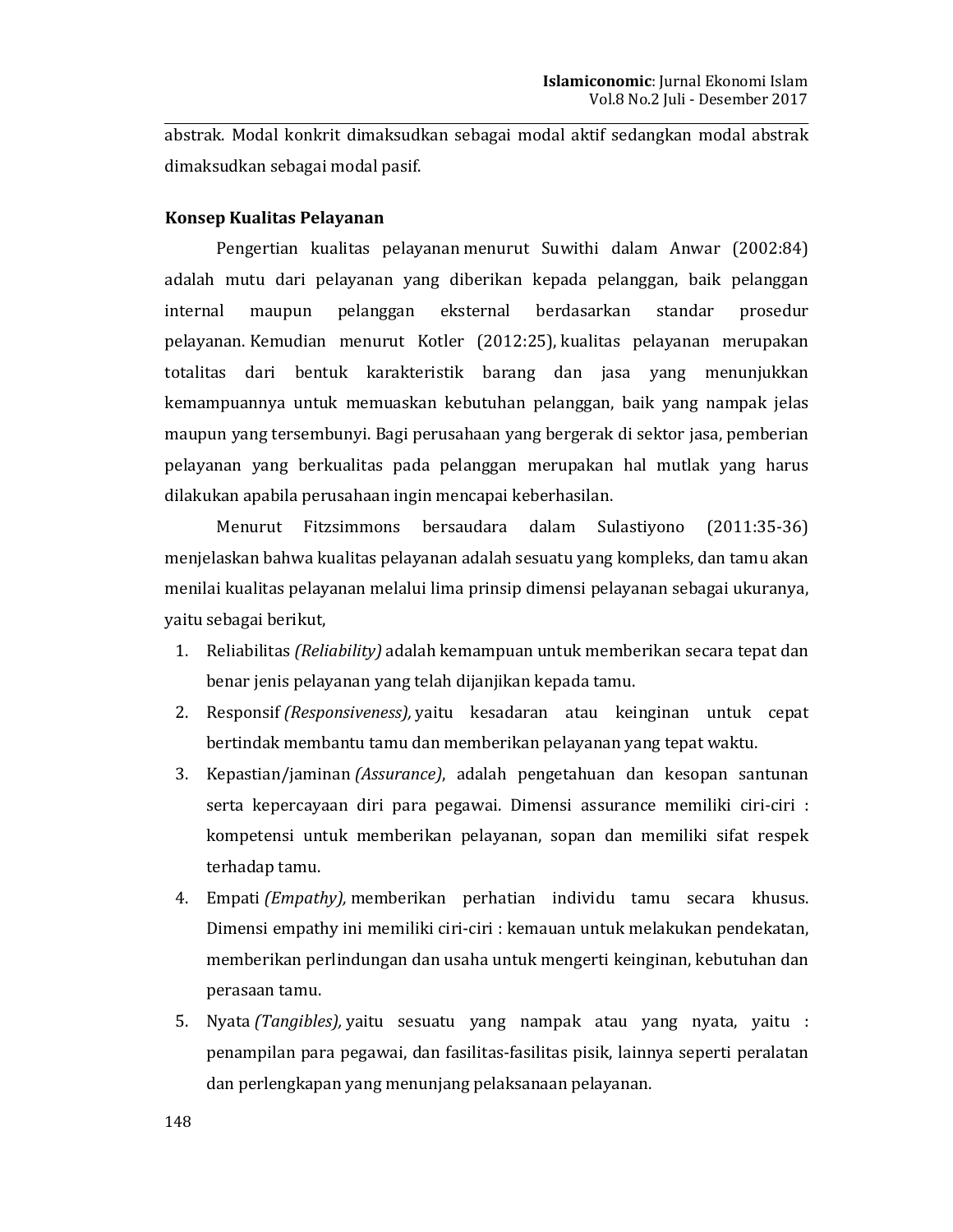abstrak. Modal konkrit dimaksudkan sebagai modal aktif sedangkan modal abstrak dimaksudkan sebagai modal pasif.

### Konsep Kualitas Pelayanan

Pengertian kualitas pelayanan menurut Suwithi dalam Anwar (2002:84) adalah mutu dari pelayanan yang diberikan kepada pelanggan, baik pelanggan internal maupun pelanggan eksternal berdasarkan standar prosedur pelayanan. Kemudian menurut Kotler (2012:25), kualitas pelayanan merupakan totalitas dari bentuk karakteristik barang dan jasa yang menunjukkan kemampuannya untuk memuaskan kebutuhan pelanggan, baik yang nampak jelas maupun yang tersembunyi. Bagi perusahaan yang bergerak di sektor jasa, pemberian pelayanan yang berkualitas pada pelanggan merupakan hal mutlak yang harus dilakukan apabila perusahaan ingin mencapai keberhasilan.

Menurut Fitzsimmons bersaudara dalam Sulastiyono (2011:35-36) menjelaskan bahwa kualitas pelayanan adalah sesuatu yang kompleks, dan tamu akan menilai kualitas pelayanan melalui lima prinsip dimensi pelayanan sebagai ukuranya, yaitu sebagai berikut,

1. Reliabilitas *(Reliability)* adalah kemampuan untuk memberikan secara tepat dan benar jenis pelayanan yang telah dijanjikan kepada tamu.
2. Responsif *(Responsiveness),* yaitu kesadaran atau keinginan untuk cepat bertindak membantu tamu dan memberikan pelayanan yang tepat waktu.
3. Kepastian/jaminan *(Assurance)*, adalah pengetahuan dan kesopan santunan serta kepercayaan diri para pegawai. Dimensi assurance memiliki ciri-ciri : kompetensi untuk memberikan pelayanan, sopan dan memiliki sifat respek terhadap tamu.
4. Empati *(Empathy),* memberikan perhatian individu tamu secara khusus. Dimensi empathy ini memiliki ciri-ciri : kemauan untuk melakukan pendekatan, memberikan perlindungan dan usaha untuk mengerti keinginan, kebutuhan dan perasaan tamu.
5. Nyata *(Tangibles),* yaitu sesuatu yang nampak atau yang nyata, yaitu : penampilan para pegawai, dan fasilitas-fasilitas pisik, lainnya seperti peralatan dan perlengkapan yang menunjang pelaksanaan pelayanan.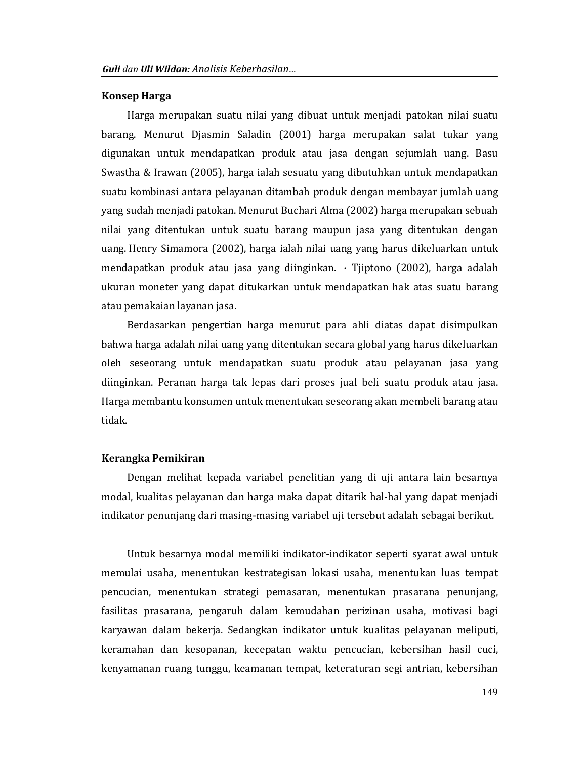## Konsep Harga

Harga merupakan suatu nilai yang dibuat untuk menjadi patokan nilai suatu barang. Menurut Djasmin Saladin (2001) harga merupakan salat tukar yang digunakan untuk mendapatkan produk atau jasa dengan sejumlah uang. Basu Swastha & Irawan (2005), harga ialah sesuatu yang dibutuhkan untuk mendapatkan suatu kombinasi antara pelayanan ditambah produk dengan membayar jumlah uang yang sudah menjadi patokan. Menurut Buchari Alma (2002) harga merupakan sebuah nilai yang ditentukan untuk suatu barang maupun jasa yang ditentukan dengan uang. Henry Simamora (2002), harga ialah nilai uang yang harus dikeluarkan untuk mendapatkan produk atau jasa yang diinginkan. · Tjiptono (2002), harga adalah ukuran moneter yang dapat ditukarkan untuk mendapatkan hak atas suatu barang atau pemakaian layanan jasa.

Berdasarkan pengertian harga menurut para ahli diatas dapat disimpulkan bahwa harga adalah nilai uang yang ditentukan secara global yang harus dikeluarkan oleh seseorang untuk mendapatkan suatu produk atau pelayanan jasa yang diinginkan. Peranan harga tak lepas dari proses jual beli suatu produk atau jasa. Harga membantu konsumen untuk menentukan seseorang akan membeli barang atau tidak.

## Kerangka Pemikiran

Dengan melihat kepada variabel penelitian yang di uji antara lain besarnya modal, kualitas pelayanan dan harga maka dapat ditarik hal-hal yang dapat menjadi indikator penunjang dari masing-masing variabel uji tersebut adalah sebagai berikut.

Untuk besarnya modal memiliki indikator-indikator seperti syarat awal untuk memulai usaha, menentukan kestrategisan lokasi usaha, menentukan luas tempat pencucian, menentukan strategi pemasaran, menentukan prasarana penunjang, fasilitas prasarana, pengaruh dalam kemudahan perizinan usaha, motivasi bagi karyawan dalam bekerja. Sedangkan indikator untuk kualitas pelayanan meliputi, keramahan dan kesopanan, kecepatan waktu pencucian, kebersihan hasil cuci, kenyamanan ruang tunggu, keamanan tempat, keteraturan segi antrian, kebersihan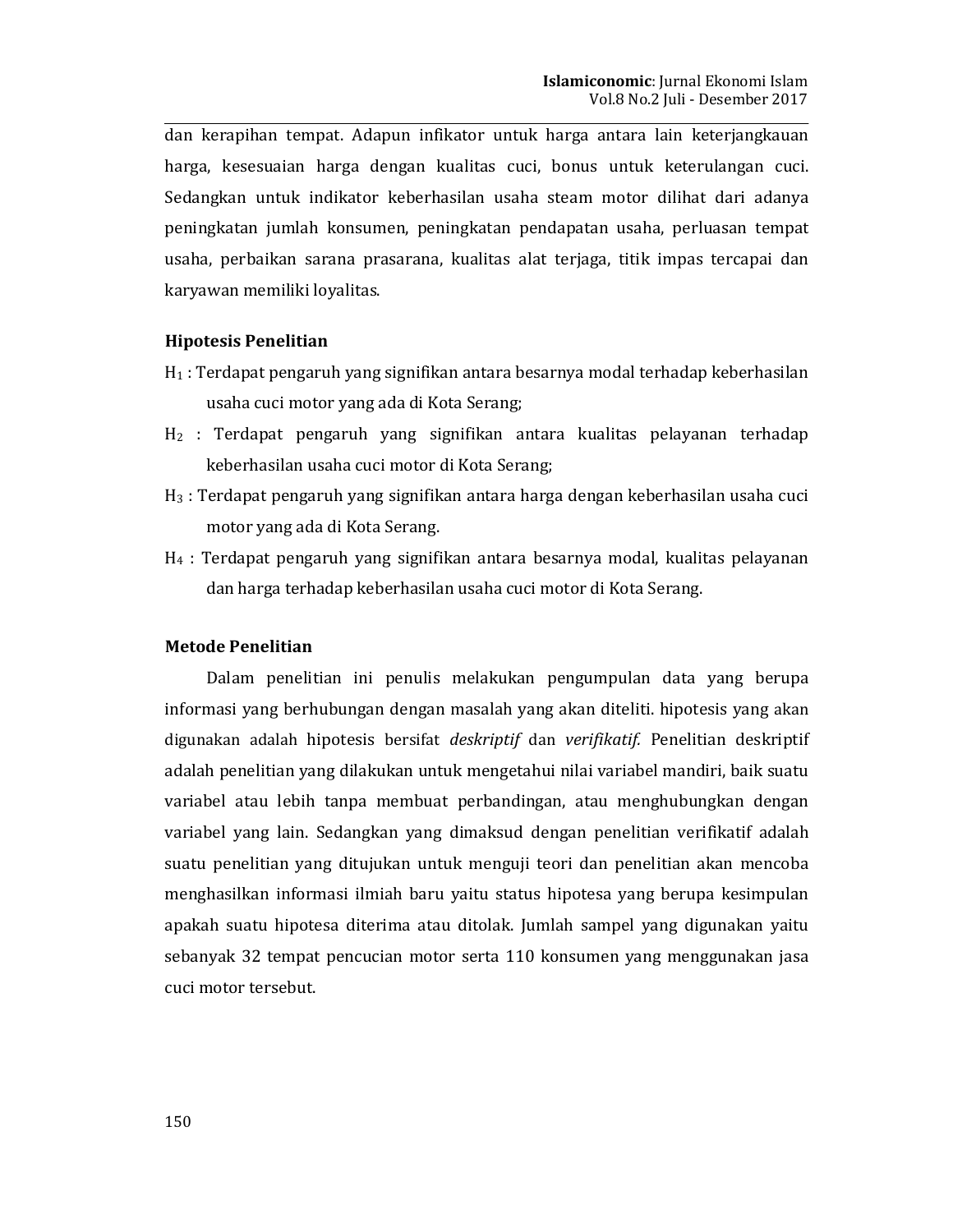dan kerapihan tempat. Adapun infikator untuk harga antara lain keterjangkauan harga, kesesuaian harga dengan kualitas cuci, bonus untuk keterulangan cuci. Sedangkan untuk indikator keberhasilan usaha steam motor dilihat dari adanya peningkatan jumlah konsumen, peningkatan pendapatan usaha, perluasan tempat usaha, perbaikan sarana prasarana, kualitas alat terjaga, titik impas tercapai dan karyawan memiliki loyalitas.

## Hipotesis Penelitian

$H_1$ : Terdapat pengaruh yang signifikan antara besarnya modal terhadap keberhasilan usaha cuci motor yang ada di Kota Serang;

$H_2$ : Terdapat pengaruh yang signifikan antara kualitas pelayanan terhadap keberhasilan usaha cuci motor di Kota Serang;

$H_3$ : Terdapat pengaruh yang signifikan antara harga dengan keberhasilan usaha cuci motor yang ada di Kota Serang.

$H_4$ : Terdapat pengaruh yang signifikan antara besarnya modal, kualitas pelayanan dan harga terhadap keberhasilan usaha cuci motor di Kota Serang.

## Metode Penelitian

Dalam penelitian ini penulis melakukan pengumpulan data yang berupa informasi yang berhubungan dengan masalah yang akan diteliti. hipotesis yang akan digunakan adalah hipotesis bersifat *deskriptif* dan *verifikatif.* Penelitian deskriptif adalah penelitian yang dilakukan untuk mengetahui nilai variabel mandiri, baik suatu variabel atau lebih tanpa membuat perbandingan, atau menghubungkan dengan variabel yang lain. Sedangkan yang dimaksud dengan penelitian verifikatif adalah suatu penelitian yang ditujukan untuk menguji teori dan penelitian akan mencoba menghasilkan informasi ilmiah baru yaitu status hipotesa yang berupa kesimpulan apakah suatu hipotesa diterima atau ditolak. Jumlah sampel yang digunakan yaitu sebanyak 32 tempat pencucian motor serta 110 konsumen yang menggunakan jasa cuci motor tersebut.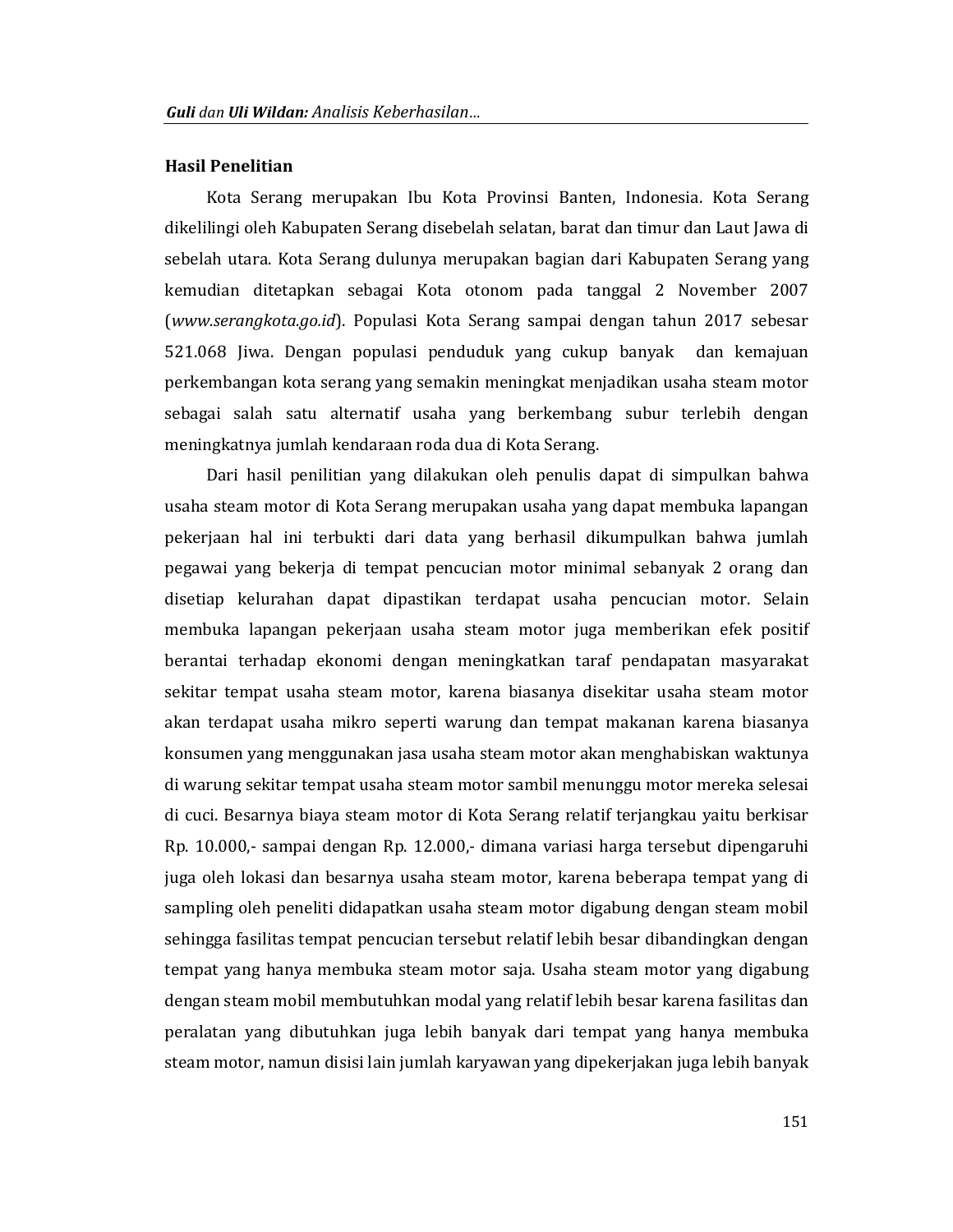## Hasil Penelitian

Kota Serang merupakan Ibu Kota Provinsi Banten, Indonesia. Kota Serang dikelilingi oleh Kabupaten Serang disebelah selatan, barat dan timur dan Laut Jawa di sebelah utara. Kota Serang dulunya merupakan bagian dari Kabupaten Serang yang kemudian ditetapkan sebagai Kota otonom pada tanggal 2 November 2007 (*www.serangkota.go.id*). Populasi Kota Serang sampai dengan tahun 2017 sebesar 521.068 Jiwa. Dengan populasi penduduk yang cukup banyak dan kemajuan perkembangan kota serang yang semakin meningkat menjadikan usaha steam motor sebagai salah satu alternatif usaha yang berkembang subur terlebih dengan meningkatnya jumlah kendaraan roda dua di Kota Serang.

Dari hasil penilitian yang dilakukan oleh penulis dapat di simpulkan bahwa usaha steam motor di Kota Serang merupakan usaha yang dapat membuka lapangan pekerjaan hal ini terbukti dari data yang berhasil dikumpulkan bahwa jumlah pegawai yang bekerja di tempat pencucian motor minimal sebanyak 2 orang dan disetiap kelurahan dapat dipastikan terdapat usaha pencucian motor. Selain membuka lapangan pekerjaan usaha steam motor juga memberikan efek positif berantai terhadap ekonomi dengan meningkatkan taraf pendapatan masyarakat sekitar tempat usaha steam motor, karena biasanya disekitar usaha steam motor akan terdapat usaha mikro seperti warung dan tempat makanan karena biasanya konsumen yang menggunakan jasa usaha steam motor akan menghabiskan waktunya di warung sekitar tempat usaha steam motor sambil menunggu motor mereka selesai di cuci. Besarnya biaya steam motor di Kota Serang relatif terjangkau yaitu berkisar Rp. 10.000,- sampai dengan Rp. 12.000,- dimana variasi harga tersebut dipengaruhi juga oleh lokasi dan besarnya usaha steam motor, karena beberapa tempat yang di sampling oleh peneliti didapatkan usaha steam motor digabung dengan steam mobil sehingga fasilitas tempat pencucian tersebut relatif lebih besar dibandingkan dengan tempat yang hanya membuka steam motor saja. Usaha steam motor yang digabung dengan steam mobil membutuhkan modal yang relatif lebih besar karena fasilitas dan peralatan yang dibutuhkan juga lebih banyak dari tempat yang hanya membuka steam motor, namun disisi lain jumlah karyawan yang dipekerjakan juga lebih banyak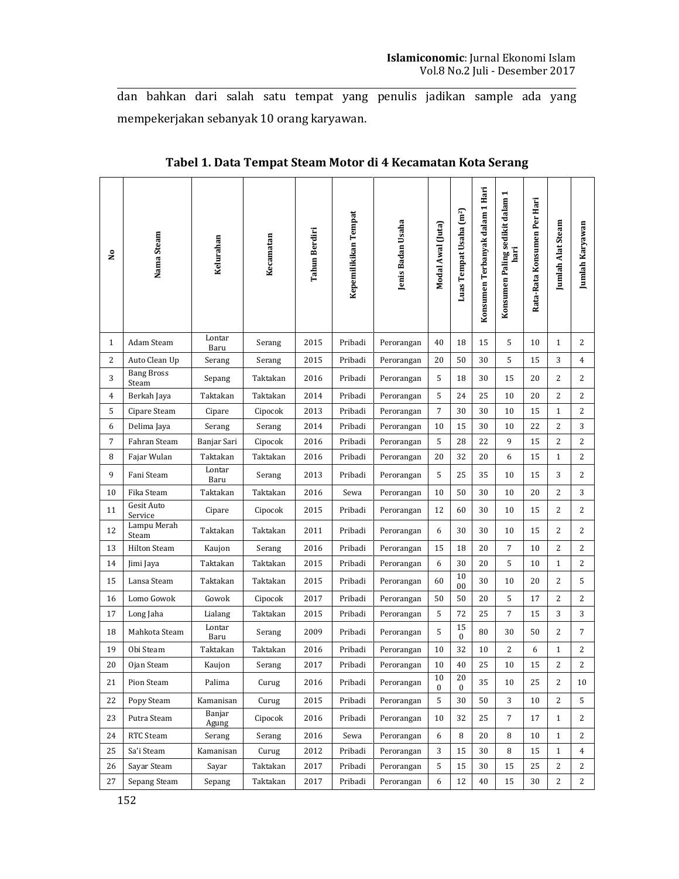dan bahkan dari salah satu tempat yang penulis jadikan sample ada yang mempekerjakan sebanyak 10 orang karyawan.

**Tabel 1. Data Tempat Steam Motor di 4 Kecamatan Kota Serang**

| No | Nama Steam | Kelurahan | Kecamatan | Tahun Berdiri | Kepemilikikan Tempat | Jenis Badan Usaha | Modal Awal (Juta) | Luas Tempat Usaha (m²) | Konsumen Terbanyak dalam 1 Hari | Konsumen Paling sedikit dalam 1 hari | Rata-Rata Konsumen Per Hari | Jumlah Alat Steam | Jumlah Karyawan |
|---|---|---|---|---|---|---|---|---|---|---|---|---|---|
| 1 | Adam Steam | Lontar Baru | Serang | 2015 | Pribadi | Perorangan | 40 | 18 | 15 | 5 | 10 | 1 | 2 |
| 2 | Auto Clean Up | Serang | Serang | 2015 | Pribadi | Perorangan | 20 | 50 | 30 | 5 | 15 | 3 | 4 |
| 3 | Bang Bross Steam | Sepang | Taktakan | 2016 | Pribadi | Perorangan | 5 | 18 | 30 | 15 | 20 | 2 | 2 |
| 4 | Berkah Jaya | Taktakan | Taktakan | 2014 | Pribadi | Perorangan | 5 | 24 | 25 | 10 | 20 | 2 | 2 |
| 5 | Cipare Steam | Cipare | Cipocok | 2013 | Pribadi | Perorangan | 7 | 30 | 30 | 10 | 15 | 1 | 2 |
| 6 | Delima Jaya | Serang | Serang | 2014 | Pribadi | Perorangan | 10 | 15 | 30 | 10 | 22 | 2 | 3 |
| 7 | Fahran Steam | Banjar Sari | Cipocok | 2016 | Pribadi | Perorangan | 5 | 28 | 22 | 9 | 15 | 2 | 2 |
| 8 | Fajar Wulan | Taktakan | Taktakan | 2016 | Pribadi | Perorangan | 20 | 32 | 20 | 6 | 15 | 1 | 2 |
| 9 | Fani Steam | Lontar Baru | Serang | 2013 | Pribadi | Perorangan | 5 | 25 | 35 | 10 | 15 | 3 | 2 |
| 10 | Fika Steam | Taktakan | Taktakan | 2016 | Sewa | Perorangan | 10 | 50 | 30 | 10 | 20 | 2 | 3 |
| 11 | Gesit Auto Service | Cipare | Cipocok | 2015 | Pribadi | Perorangan | 12 | 60 | 30 | 10 | 15 | 2 | 2 |
| 12 | Lampu Merah Steam | Taktakan | Taktakan | 2011 | Pribadi | Perorangan | 6 | 30 | 30 | 10 | 15 | 2 | 2 |
| 13 | Hilton Steam | Kaujon | Serang | 2016 | Pribadi | Perorangan | 15 | 18 | 20 | 7 | 10 | 2 | 2 |
| 14 | Jimi Jaya | Taktakan | Taktakan | 2015 | Pribadi | Perorangan | 6 | 30 | 20 | 5 | 10 | 1 | 2 |
| 15 | Lansa Steam | Taktakan | Taktakan | 2015 | Pribadi | Perorangan | 60 | 1000 | 30 | 10 | 20 | 2 | 5 |
| 16 | Lomo Gowok | Gowok | Cipocok | 2017 | Pribadi | Perorangan | 50 | 50 | 20 | 5 | 17 | 2 | 2 |
| 17 | Long Jaha | Lialang | Taktakan | 2015 | Pribadi | Perorangan | 5 | 72 | 25 | 7 | 15 | 3 | 3 |
| 18 | Mahkota Steam | Lontar Baru | Serang | 2009 | Pribadi | Perorangan | 5 | 150 | 80 | 30 | 50 | 2 | 7 |
| 19 | Obi Steam | Taktakan | Taktakan | 2016 | Pribadi | Perorangan | 10 | 32 | 10 | 2 | 6 | 1 | 2 |
| 20 | Ojan Steam | Kaujon | Serang | 2017 | Pribadi | Perorangan | 10 | 40 | 25 | 10 | 15 | 2 | 2 |
| 21 | Pion Steam | Palima | Curug | 2016 | Pribadi | Perorangan | 100 | 200 | 35 | 10 | 25 | 2 | 10 |
| 22 | Popy Steam | Kamanisan | Curug | 2015 | Pribadi | Perorangan | 5 | 30 | 50 | 3 | 10 | 2 | 5 |
| 23 | Putra Steam | Banjar Agung | Cipocok | 2016 | Pribadi | Perorangan | 10 | 32 | 25 | 7 | 17 | 1 | 2 |
| 24 | RTC Steam | Serang | Serang | 2016 | Sewa | Perorangan | 6 | 8 | 20 | 8 | 10 | 1 | 2 |
| 25 | Sa'i Steam | Kamanisan | Curug | 2012 | Pribadi | Perorangan | 3 | 15 | 30 | 8 | 15 | 1 | 4 |
| 26 | Sayar Steam | Sayar | Taktakan | 2017 | Pribadi | Perorangan | 5 | 15 | 30 | 15 | 25 | 2 | 2 |
| 27 | Sepang Steam | Sepang | Taktakan | 2017 | Pribadi | Perorangan | 6 | 12 | 40 | 15 | 30 | 2 | 2 |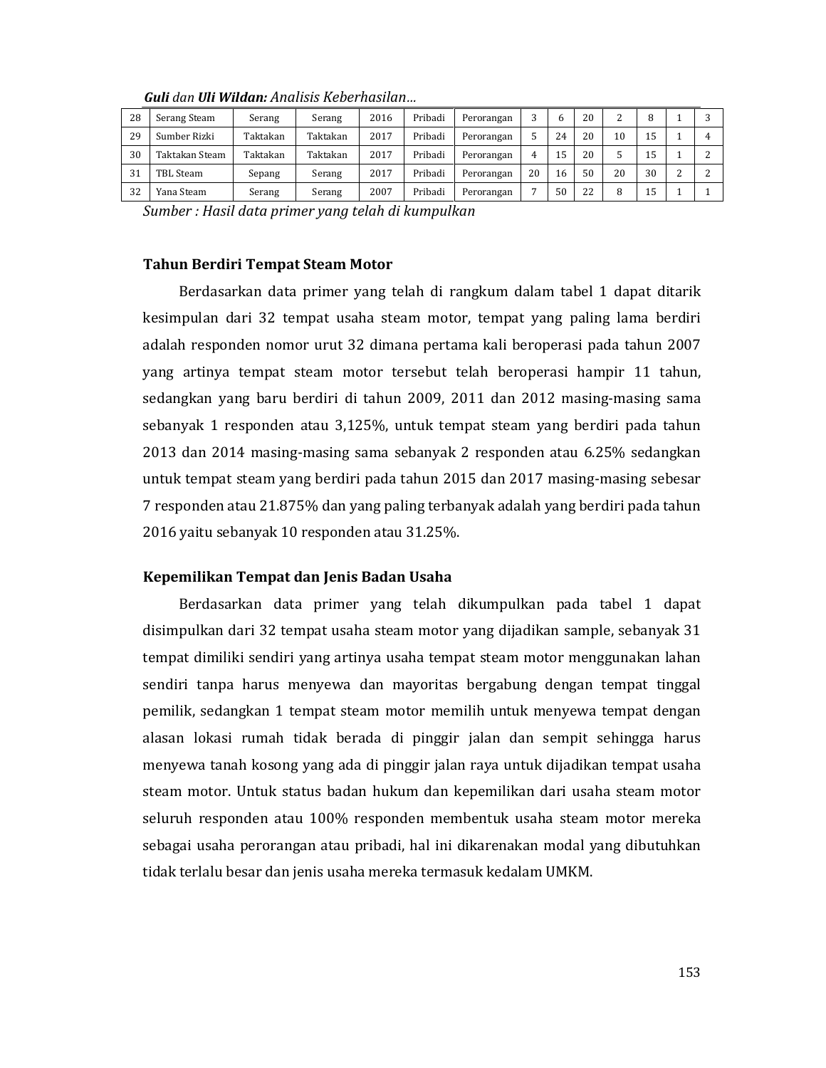| 28 | Serang Steam | Serang | Serang | 2016 | Pribadi | Perorangan | 3 | 6 | 20 | 2 | 8 | 1 | 3 |
|---|---|---|---|---|---|---|---|---|---|---|---|---|---|
| 29 | Sumber Rizki | Taktakan | Taktakan | 2017 | Pribadi | Perorangan | 5 | 24 | 20 | 10 | 15 | 1 | 4 |
| 30 | Taktakan Steam | Taktakan | Taktakan | 2017 | Pribadi | Perorangan | 4 | 15 | 20 | 5 | 15 | 1 | 2 |
| 31 | TBL Steam | Sepang | Serang | 2017 | Pribadi | Perorangan | 20 | 16 | 50 | 20 | 30 | 2 | 2 |
| 32 | Yana Steam | Serang | Serang | 2007 | Pribadi | Perorangan | 7 | 50 | 22 | 8 | 15 | 1 | 1 |

*Sumber : Hasil data primer yang telah di kumpulkan*

### Tahun Berdiri Tempat Steam Motor

Berdasarkan data primer yang telah di rangkum dalam tabel 1 dapat ditarik kesimpulan dari 32 tempat usaha steam motor, tempat yang paling lama berdiri adalah responden nomor urut 32 dimana pertama kali beroperasi pada tahun 2007 yang artinya tempat steam motor tersebut telah beroperasi hampir 11 tahun, sedangkan yang baru berdiri di tahun 2009, 2011 dan 2012 masing-masing sama sebanyak 1 responden atau 3,125%, untuk tempat steam yang berdiri pada tahun 2013 dan 2014 masing-masing sama sebanyak 2 responden atau 6.25% sedangkan untuk tempat steam yang berdiri pada tahun 2015 dan 2017 masing-masing sebesar 7 responden atau 21.875% dan yang paling terbanyak adalah yang berdiri pada tahun 2016 yaitu sebanyak 10 responden atau 31.25%.

### Kepemilikan Tempat dan Jenis Badan Usaha

Berdasarkan data primer yang telah dikumpulkan pada tabel 1 dapat disimpulkan dari 32 tempat usaha steam motor yang dijadikan sample, sebanyak 31 tempat dimiliki sendiri yang artinya usaha tempat steam motor menggunakan lahan sendiri tanpa harus menyewa dan mayoritas bergabung dengan tempat tinggal pemilik, sedangkan 1 tempat steam motor memilih untuk menyewa tempat dengan alasan lokasi rumah tidak berada di pinggir jalan dan sempit sehingga harus menyewa tanah kosong yang ada di pinggir jalan raya untuk dijadikan tempat usaha steam motor. Untuk status badan hukum dan kepemilikan dari usaha steam motor seluruh responden atau 100% responden membentuk usaha steam motor mereka sebagai usaha perorangan atau pribadi, hal ini dikarenakan modal yang dibutuhkan tidak terlalu besar dan jenis usaha mereka termasuk kedalam UMKM.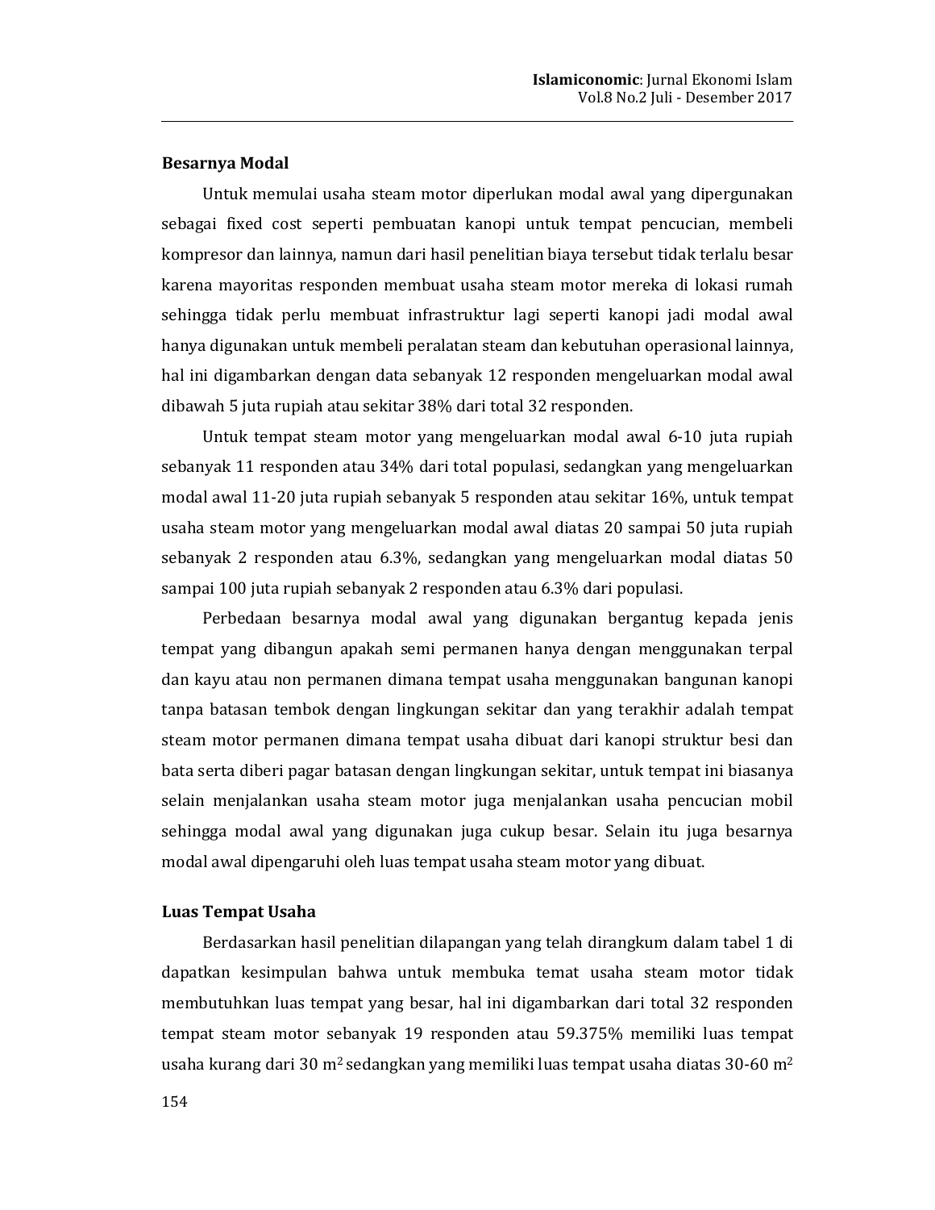## Besarnya Modal

Untuk memulai usaha steam motor diperlukan modal awal yang dipergunakan sebagai fixed cost seperti pembuatan kanopi untuk tempat pencucian, membeli kompresor dan lainnya, namun dari hasil penelitian biaya tersebut tidak terlalu besar karena mayoritas responden membuat usaha steam motor mereka di lokasi rumah sehingga tidak perlu membuat infrastruktur lagi seperti kanopi jadi modal awal hanya digunakan untuk membeli peralatan steam dan kebutuhan operasional lainnya, hal ini digambarkan dengan data sebanyak 12 responden mengeluarkan modal awal dibawah 5 juta rupiah atau sekitar 38% dari total 32 responden.

Untuk tempat steam motor yang mengeluarkan modal awal 6-10 juta rupiah sebanyak 11 responden atau 34% dari total populasi, sedangkan yang mengeluarkan modal awal 11-20 juta rupiah sebanyak 5 responden atau sekitar 16%, untuk tempat usaha steam motor yang mengeluarkan modal awal diatas 20 sampai 50 juta rupiah sebanyak 2 responden atau 6.3%, sedangkan yang mengeluarkan modal diatas 50 sampai 100 juta rupiah sebanyak 2 responden atau 6.3% dari populasi.

Perbedaan besarnya modal awal yang digunakan bergantug kepada jenis tempat yang dibangun apakah semi permanen hanya dengan menggunakan terpal dan kayu atau non permanen dimana tempat usaha menggunakan bangunan kanopi tanpa batasan tembok dengan lingkungan sekitar dan yang terakhir adalah tempat steam motor permanen dimana tempat usaha dibuat dari kanopi struktur besi dan bata serta diberi pagar batasan dengan lingkungan sekitar, untuk tempat ini biasanya selain menjalankan usaha steam motor juga menjalankan usaha pencucian mobil sehingga modal awal yang digunakan juga cukup besar. Selain itu juga besarnya modal awal dipengaruhi oleh luas tempat usaha steam motor yang dibuat.

## Luas Tempat Usaha

Berdasarkan hasil penelitian dilapangan yang telah dirangkum dalam tabel 1 di dapatkan kesimpulan bahwa untuk membuka temat usaha steam motor tidak membutuhkan luas tempat yang besar, hal ini digambarkan dari total 32 responden tempat steam motor sebanyak 19 responden atau 59.375% memiliki luas tempat usaha kurang dari 30 $m^2$ sedangkan yang memiliki luas tempat usaha diatas 30-60 $m^2$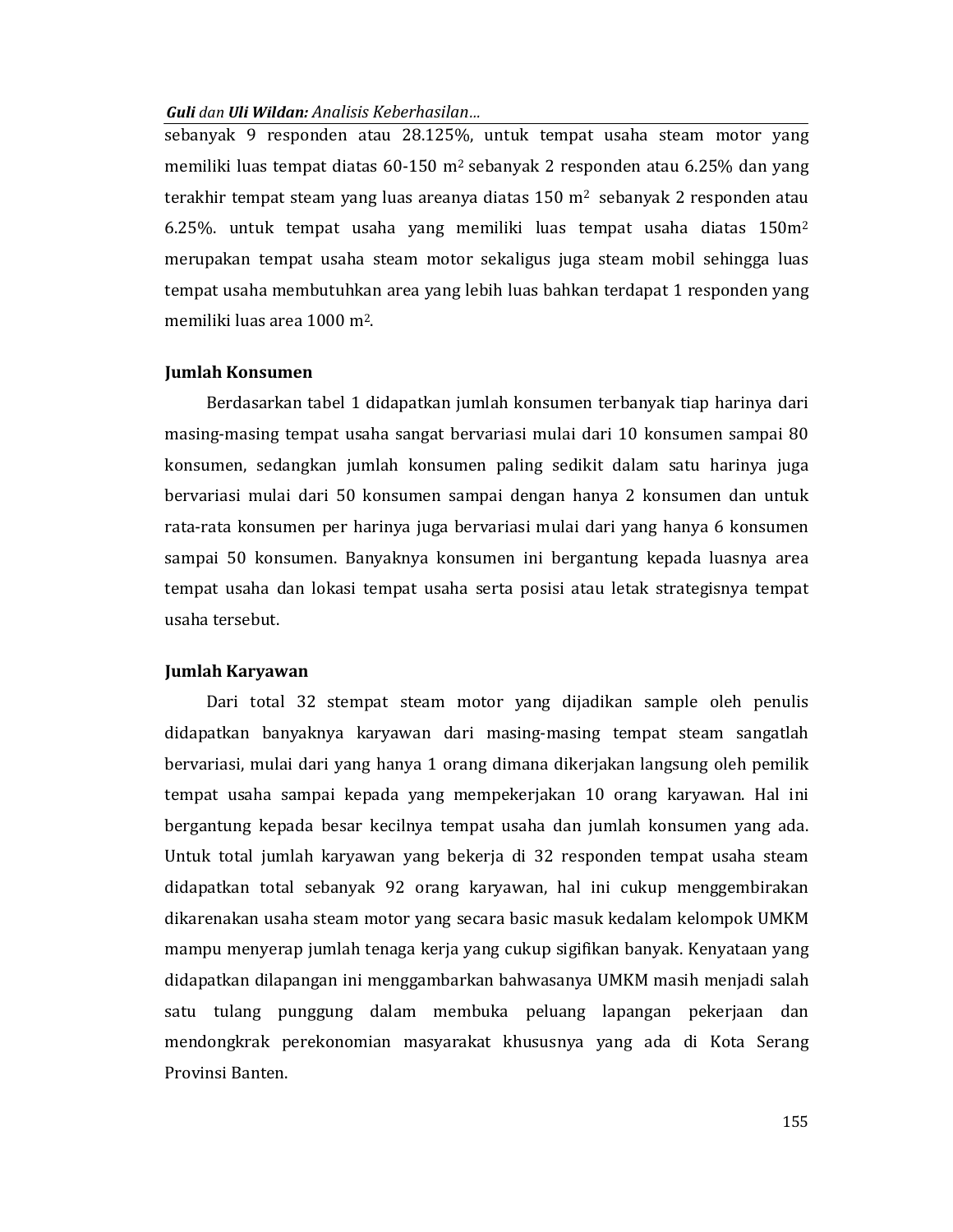sebanyak 9 responden atau 28.125%, untuk tempat usaha steam motor yang memiliki luas tempat diatas 60-150 $m^2$ sebanyak 2 responden atau 6.25% dan yang terakhir tempat steam yang luas areanya diatas 150 $m^2$ sebanyak 2 responden atau 6.25%. untuk tempat usaha yang memiliki luas tempat usaha diatas 150$m^2$ merupakan tempat usaha steam motor sekaligus juga steam mobil sehingga luas tempat usaha membutuhkan area yang lebih luas bahkan terdapat 1 responden yang memiliki luas area 1000 $m^2$.

**Jumlah Konsumen**

Berdasarkan tabel 1 didapatkan jumlah konsumen terbanyak tiap harinya dari masing-masing tempat usaha sangat bervariasi mulai dari 10 konsumen sampai 80 konsumen, sedangkan jumlah konsumen paling sedikit dalam satu harinya juga bervariasi mulai dari 50 konsumen sampai dengan hanya 2 konsumen dan untuk rata-rata konsumen per harinya juga bervariasi mulai dari yang hanya 6 konsumen sampai 50 konsumen. Banyaknya konsumen ini bergantung kepada luasnya area tempat usaha dan lokasi tempat usaha serta posisi atau letak strategisnya tempat usaha tersebut.

**Jumlah Karyawan**

Dari total 32 stempat steam motor yang dijadikan sample oleh penulis didapatkan banyaknya karyawan dari masing-masing tempat steam sangatlah bervariasi, mulai dari yang hanya 1 orang dimana dikerjakan langsung oleh pemilik tempat usaha sampai kepada yang mempekerjakan 10 orang karyawan. Hal ini bergantung kepada besar kecilnya tempat usaha dan jumlah konsumen yang ada. Untuk total jumlah karyawan yang bekerja di 32 responden tempat usaha steam didapatkan total sebanyak 92 orang karyawan, hal ini cukup menggembirakan dikarenakan usaha steam motor yang secara basic masuk kedalam kelompok UMKM mampu menyerap jumlah tenaga kerja yang cukup sigifikan banyak. Kenyataan yang didapatkan dilapangan ini menggambarkan bahwasanya UMKM masih menjadi salah satu tulang punggung dalam membuka peluang lapangan pekerjaan dan mendongkrak perekonomian masyarakat khususnya yang ada di Kota Serang Provinsi Banten.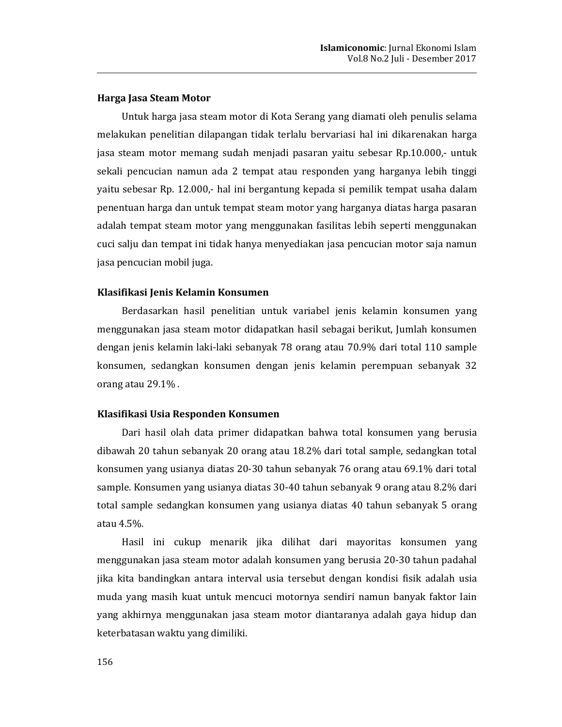### Harga Jasa Steam Motor

Untuk harga jasa steam motor di Kota Serang yang diamati oleh penulis selama melakukan penelitian dilapangan tidak terlalu bervariasi hal ini dikarenakan harga jasa steam motor memang sudah menjadi pasaran yaitu sebesar Rp.10.000,- untuk sekali pencucian namun ada 2 tempat atau responden yang harganya lebih tinggi yaitu sebesar Rp. 12.000,- hal ini bergantung kepada si pemilik tempat usaha dalam penentuan harga dan untuk tempat steam motor yang harganya diatas harga pasaran adalah tempat steam motor yang menggunakan fasilitas lebih seperti menggunakan cuci salju dan tempat ini tidak hanya menyediakan jasa pencucian motor saja namun jasa pencucian mobil juga.

### Klasifikasi Jenis Kelamin Konsumen

Berdasarkan hasil penelitian untuk variabel jenis kelamin konsumen yang menggunakan jasa steam motor didapatkan hasil sebagai berikut, Jumlah konsumen dengan jenis kelamin laki-laki sebanyak 78 orang atau 70.9% dari total 110 sample konsumen, sedangkan konsumen dengan jenis kelamin perempuan sebanyak 32 orang atau 29.1% .

### Klasifikasi Usia Responden Konsumen

Dari hasil olah data primer didapatkan bahwa total konsumen yang berusia dibawah 20 tahun sebanyak 20 orang atau 18.2% dari total sample, sedangkan total konsumen yang usianya diatas 20-30 tahun sebanyak 76 orang atau 69.1% dari total sample. Konsumen yang usianya diatas 30-40 tahun sebanyak 9 orang atau 8.2% dari total sample sedangkan konsumen yang usianya diatas 40 tahun sebanyak 5 orang atau 4.5%.

Hasil ini cukup menarik jika dilihat dari mayoritas konsumen yang menggunakan jasa steam motor adalah konsumen yang berusia 20-30 tahun padahal jika kita bandingkan antara interval usia tersebut dengan kondisi fisik adalah usia muda yang masih kuat untuk mencuci motornya sendiri namun banyak faktor lain yang akhirnya menggunakan jasa steam motor diantaranya adalah gaya hidup dan keterbatasan waktu yang dimiliki.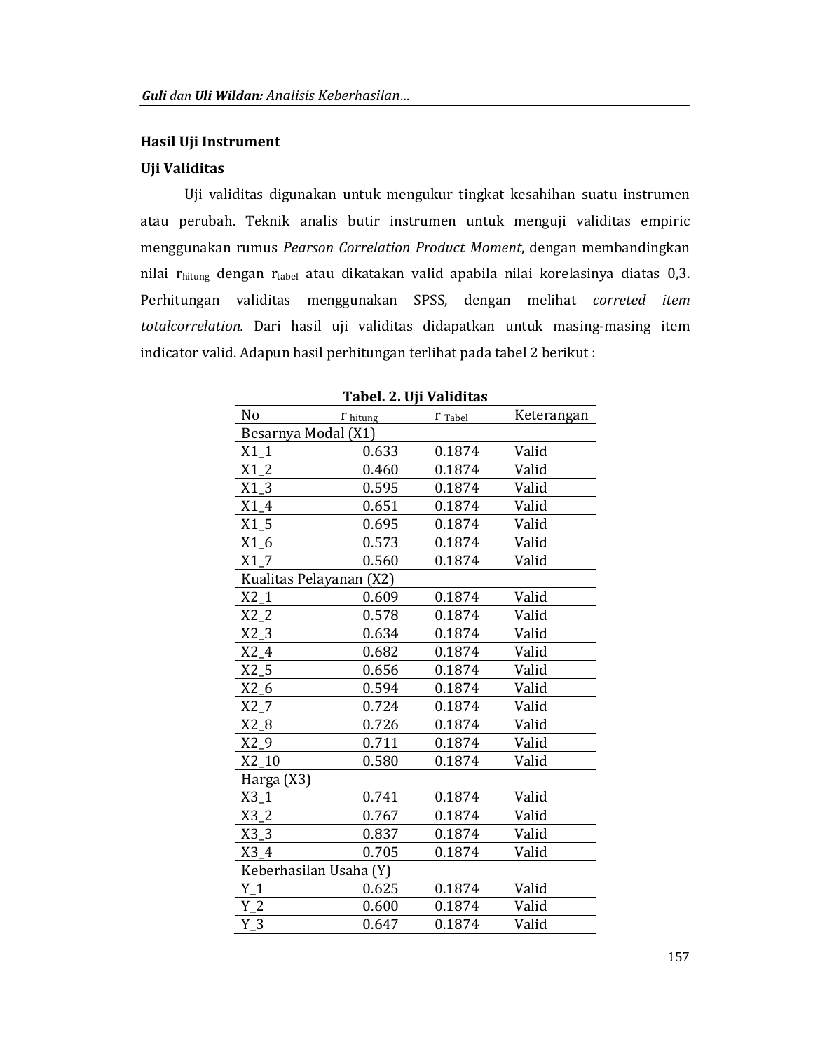### Hasil Uji Instrument

### Uji Validitas

Uji validitas digunakan untuk mengukur tingkat kesahihan suatu instrumen atau perubah. Teknik analis butir instrumen untuk menguji validitas empiric menggunakan rumus *Pearson Correlation Product Moment*, dengan membandingkan nilai $r_{hitung}$ dengan $r_{tabel}$ atau dikatakan valid apabila nilai korelasinya diatas 0,3. Perhitungan validitas menggunakan SPSS, dengan melihat *correted item totalcorrelation.* Dari hasil uji validitas didapatkan untuk masing-masing item indicator valid. Adapun hasil perhitungan terlihat pada tabel 2 berikut :

**Tabel. 2. Uji Validitas**

| No | $r_{hitung}$ | $r_{Tabel}$ | Keterangan |
|---|---|---|---|
| Besarnya Modal (X1) | | | |
| X1_1 | 0.633 | 0.1874 | Valid |
| X1_2 | 0.460 | 0.1874 | Valid |
| X1_3 | 0.595 | 0.1874 | Valid |
| X1_4 | 0.651 | 0.1874 | Valid |
| X1_5 | 0.695 | 0.1874 | Valid |
| X1_6 | 0.573 | 0.1874 | Valid |
| X1_7 | 0.560 | 0.1874 | Valid |
| Kualitas Pelayanan (X2) | | | |
| X2_1 | 0.609 | 0.1874 | Valid |
| X2_2 | 0.578 | 0.1874 | Valid |
| X2_3 | 0.634 | 0.1874 | Valid |
| X2_4 | 0.682 | 0.1874 | Valid |
| X2_5 | 0.656 | 0.1874 | Valid |
| X2_6 | 0.594 | 0.1874 | Valid |
| X2_7 | 0.724 | 0.1874 | Valid |
| X2_8 | 0.726 | 0.1874 | Valid |
| X2_9 | 0.711 | 0.1874 | Valid |
| X2_10 | 0.580 | 0.1874 | Valid |
| Harga (X3) | | | |
| X3_1 | 0.741 | 0.1874 | Valid |
| X3_2 | 0.767 | 0.1874 | Valid |
| X3_3 | 0.837 | 0.1874 | Valid |
| X3_4 | 0.705 | 0.1874 | Valid |
| Keberhasilan Usaha (Y) | | | |
| Y_1 | 0.625 | 0.1874 | Valid |
| Y_2 | 0.600 | 0.1874 | Valid |
| Y_3 | 0.647 | 0.1874 | Valid |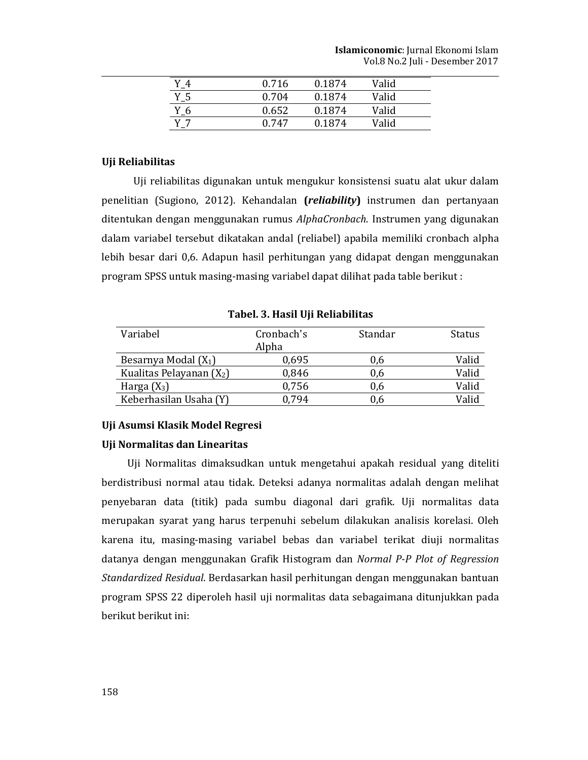| Y_4 | 0.716 | 0.1874 | Valid |
|---|---|---|---|
| Y_5 | 0.704 | 0.1874 | Valid |
| Y_6 | 0.652 | 0.1874 | Valid |
| Y_7 | 0.747 | 0.1874 | Valid |

**Uji Reliabilitas**

Uji reliabilitas digunakan untuk mengukur konsistensi suatu alat ukur dalam penelitian (Sugiono, 2012). Kehandalan **(*reliability*)** instrumen dan pertanyaan ditentukan dengan menggunakan rumus *AlphaCronbach.* Instrumen yang digunakan dalam variabel tersebut dikatakan andal (reliabel) apabila memiliki cronbach alpha lebih besar dari 0,6. Adapun hasil perhitungan yang didapat dengan menggunakan program SPSS untuk masing-masing variabel dapat dilihat pada table berikut :

**Tabel. 3. Hasil Uji Reliabilitas**

| Variabel | Cronbach's Alpha | Standar | Status |
|---|---|---|---|
| Besarnya Modal ($X_1$) | 0,695 | 0,6 | Valid |
| Kualitas Pelayanan ($X_2$) | 0,846 | 0,6 | Valid |
| Harga ($X_3$) | 0,756 | 0,6 | Valid |
| Keberhasilan Usaha (Y) | 0,794 | 0,6 | Valid |

**Uji Asumsi Klasik Model Regresi**

**Uji Normalitas dan Linearitas**

Uji Normalitas dimaksudkan untuk mengetahui apakah residual yang diteliti berdistribusi normal atau tidak. Deteksi adanya normalitas adalah dengan melihat penyebaran data (titik) pada sumbu diagonal dari grafik. Uji normalitas data merupakan syarat yang harus terpenuhi sebelum dilakukan analisis korelasi. Oleh karena itu, masing-masing variabel bebas dan variabel terikat diuji normalitas datanya dengan menggunakan Grafik Histogram dan *Normal P-P Plot of Regression Standardized Residual*. Berdasarkan hasil perhitungan dengan menggunakan bantuan program SPSS 22 diperoleh hasil uji normalitas data sebagaimana ditunjukkan pada berikut berikut ini: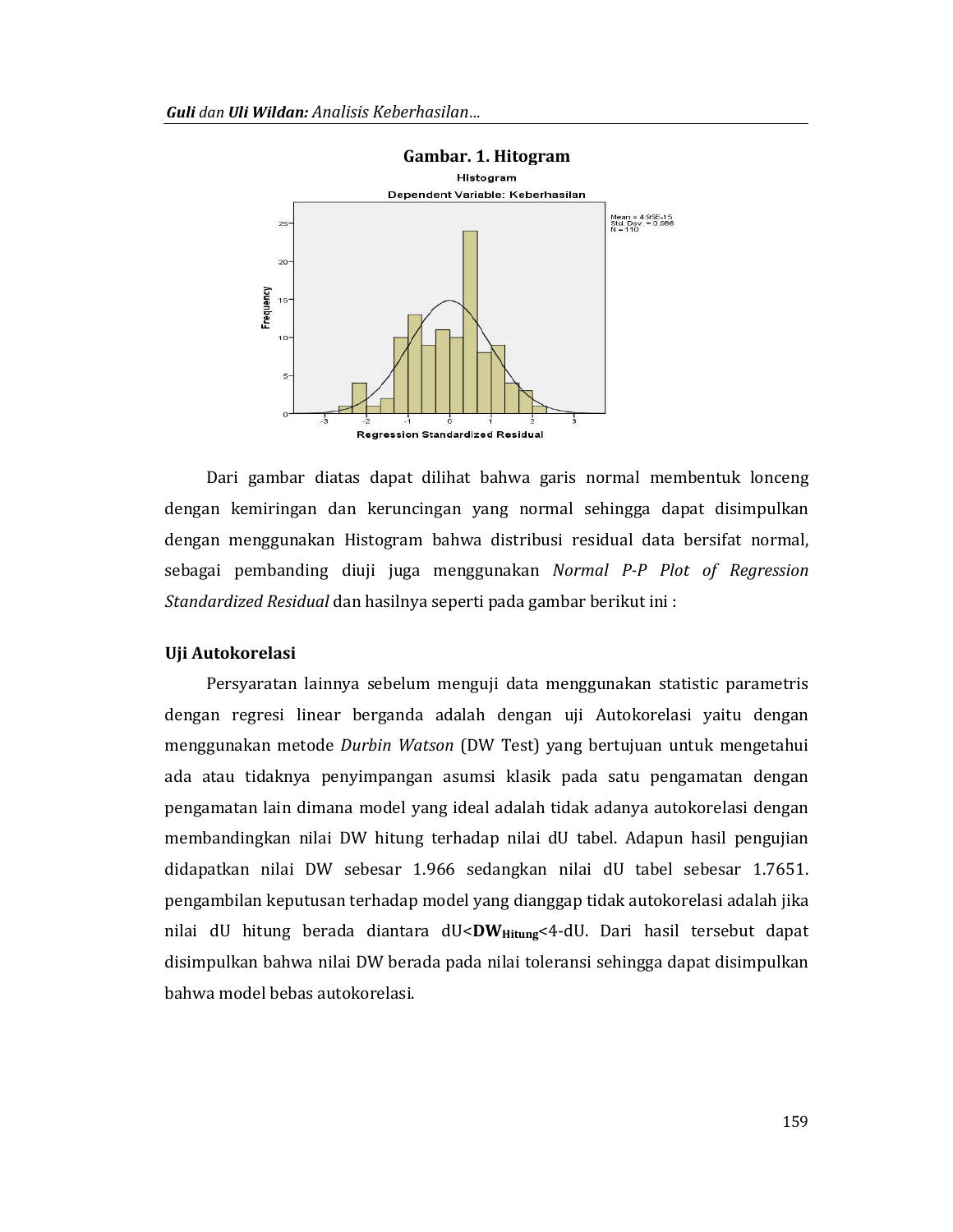**Gambar. 1. Hitogram**

Dari gambar diatas dapat dilihat bahwa garis normal membentuk lonceng dengan kemiringan dan keruncingan yang normal sehingga dapat disimpulkan dengan menggunakan Histogram bahwa distribusi residual data bersifat normal, sebagai pembanding diuji juga menggunakan *Normal P-P Plot of Regression Standardized Residual* dan hasilnya seperti pada gambar berikut ini :

**Uji Autokorelasi**

Persyaratan lainnya sebelum menguji data menggunakan statistic parametris dengan regresi linear berganda adalah dengan uji Autokorelasi yaitu dengan menggunakan metode *Durbin Watson* (DW Test) yang bertujuan untuk mengetahui ada atau tidaknya penyimpangan asumsi klasik pada satu pengamatan dengan pengamatan lain dimana model yang ideal adalah tidak adanya autokorelasi dengan membandingkan nilai DW hitung terhadap nilai dU tabel. Adapun hasil pengujian didapatkan nilai DW sebesar 1.966 sedangkan nilai dU tabel sebesar 1.7651. pengambilan keputusan terhadap model yang dianggap tidak autokorelasi adalah jika nilai dU hitung berada diantara dU<$\mathbf{DW_{Hitung}}$<4-dU. Dari hasil tersebut dapat disimpulkan bahwa nilai DW berada pada nilai toleransi sehingga dapat disimpulkan bahwa model bebas autokorelasi.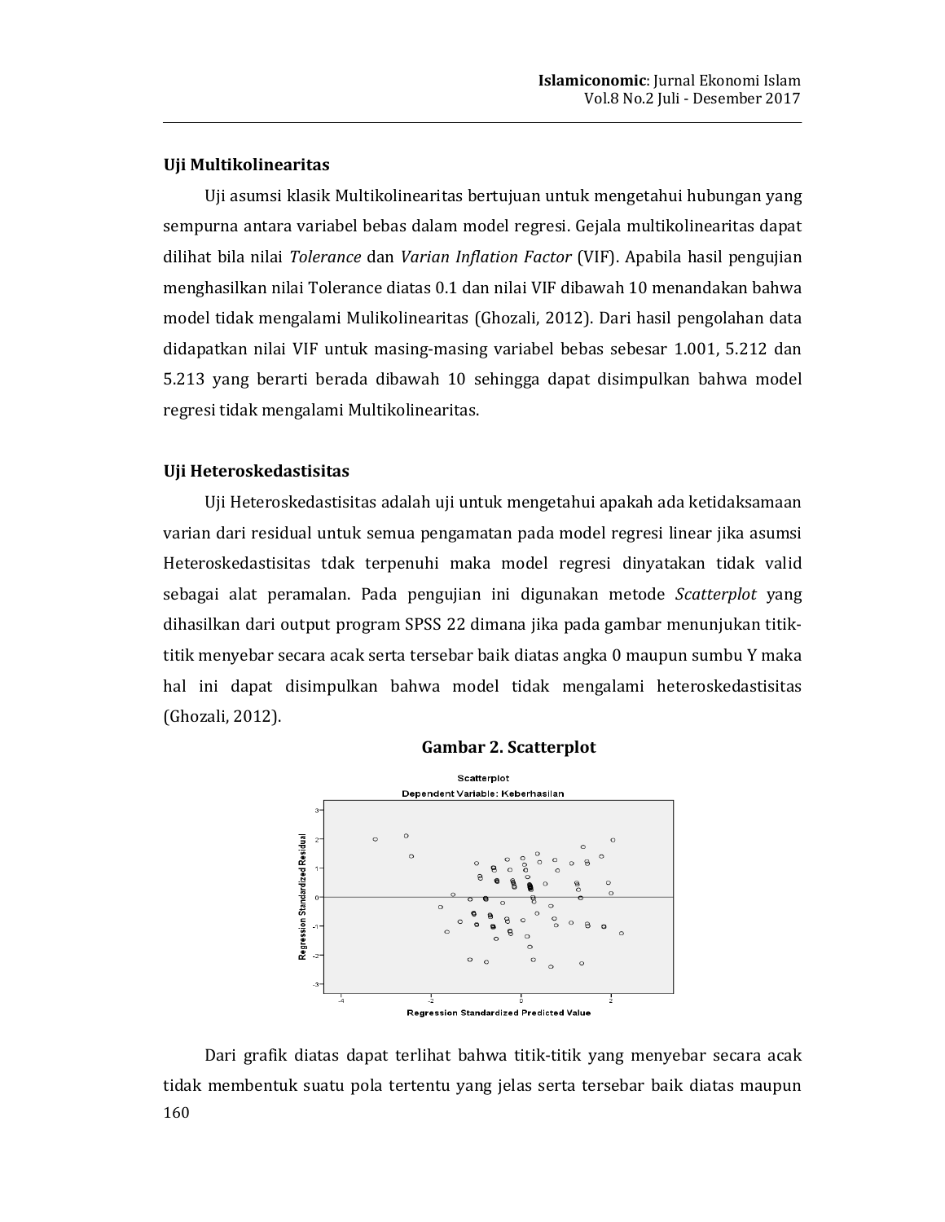### Uji Multikolinearitas

Uji asumsi klasik Multikolinearitas bertujuan untuk mengetahui hubungan yang sempurna antara variabel bebas dalam model regresi. Gejala multikolinearitas dapat dilihat bila nilai *Tolerance* dan *Varian Inflation Factor* (VIF). Apabila hasil pengujian menghasilkan nilai Tolerance diatas 0.1 dan nilai VIF dibawah 10 menandakan bahwa model tidak mengalami Mulikolinearitas (Ghozali, 2012). Dari hasil pengolahan data didapatkan nilai VIF untuk masing-masing variabel bebas sebesar 1.001, 5.212 dan 5.213 yang berarti berada dibawah 10 sehingga dapat disimpulkan bahwa model regresi tidak mengalami Multikolinearitas.

### Uji Heteroskedastisitas

Uji Heteroskedastisitas adalah uji untuk mengetahui apakah ada ketidaksamaan varian dari residual untuk semua pengamatan pada model regresi linear jika asumsi Heteroskedastisitas tdak terpenuhi maka model regresi dinyatakan tidak valid sebagai alat peramalan. Pada pengujian ini digunakan metode *Scatterplot* yang dihasilkan dari output program SPSS 22 dimana jika pada gambar menunjukan titik-titik menyebar secara acak serta tersebar baik diatas angka 0 maupun sumbu Y maka hal ini dapat disimpulkan bahwa model tidak mengalami heteroskedastisitas (Ghozali, 2012).

**Gambar 2. Scatterplot**

Dari grafik diatas dapat terlihat bahwa titik-titik yang menyebar secara acak tidak membentuk suatu pola tertentu yang jelas serta tersebar baik diatas maupun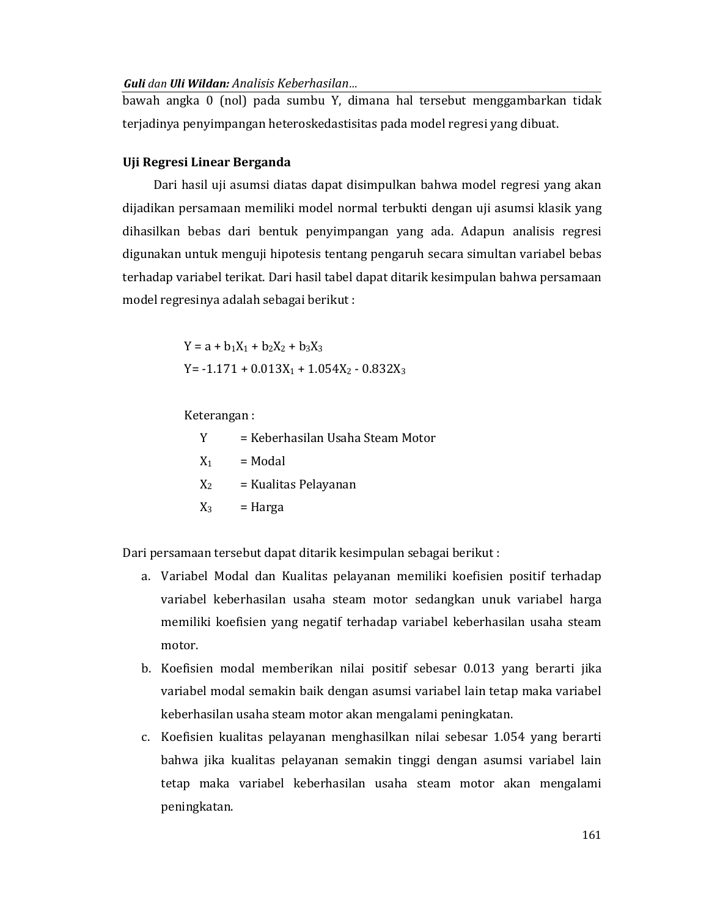bawah angka 0 (nol) pada sumbu Y, dimana hal tersebut menggambarkan tidak terjadinya penyimpangan heteroskedastisitas pada model regresi yang dibuat.

### Uji Regresi Linear Berganda

Dari hasil uji asumsi diatas dapat disimpulkan bahwa model regresi yang akan dijadikan persamaan memiliki model normal terbukti dengan uji asumsi klasik yang dihasilkan bebas dari bentuk penyimpangan yang ada. Adapun analisis regresi digunakan untuk menguji hipotesis tentang pengaruh secara simultan variabel bebas terhadap variabel terikat. Dari hasil tabel dapat ditarik kesimpulan bahwa persamaan model regresinya adalah sebagai berikut :

$$Y = a + b_1X_1 + b_2X_2 + b_3X_3$$

$$Y = -1.171 + 0.013X_1 + 1.054X_2 - 0.832X_3$$

Keterangan :

- $Y$ = Keberhasilan Usaha Steam Motor
- $X_1$ = Modal
- $X_2$ = Kualitas Pelayanan
- $X_3$ = Harga

Dari persamaan tersebut dapat ditarik kesimpulan sebagai berikut :

a. Variabel Modal dan Kualitas pelayanan memiliki koefisien positif terhadap variabel keberhasilan usaha steam motor sedangkan unuk variabel harga memiliki koefisien yang negatif terhadap variabel keberhasilan usaha steam motor.

b. Koefisien modal memberikan nilai positif sebesar 0.013 yang berarti jika variabel modal semakin baik dengan asumsi variabel lain tetap maka variabel keberhasilan usaha steam motor akan mengalami peningkatan.

c. Koefisien kualitas pelayanan menghasilkan nilai sebesar 1.054 yang berarti bahwa jika kualitas pelayanan semakin tinggi dengan asumsi variabel lain tetap maka variabel keberhasilan usaha steam motor akan mengalami peningkatan.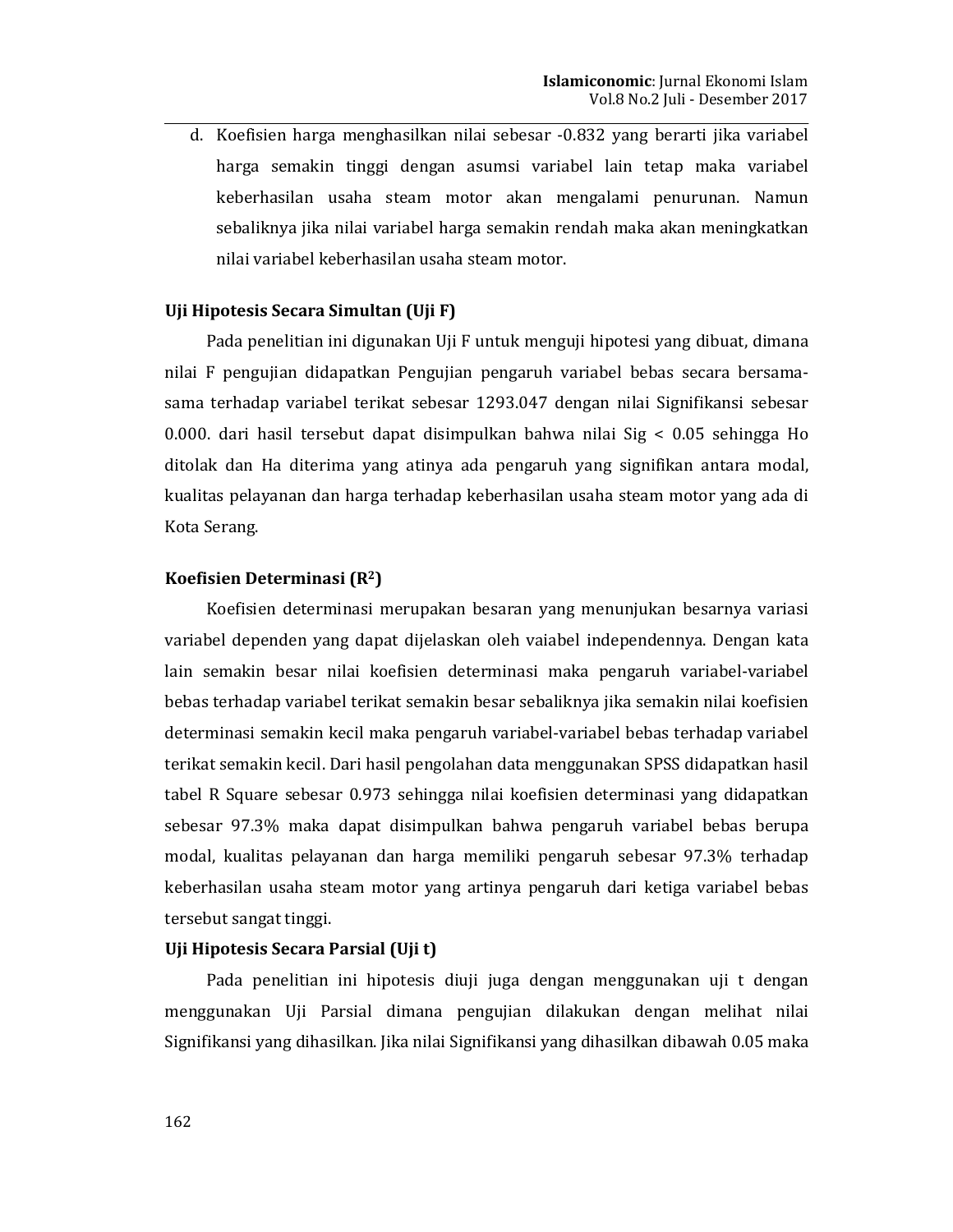d. Koefisien harga menghasilkan nilai sebesar -0.832 yang berarti jika variabel harga semakin tinggi dengan asumsi variabel lain tetap maka variabel keberhasilan usaha steam motor akan mengalami penurunan. Namun sebaliknya jika nilai variabel harga semakin rendah maka akan meningkatkan nilai variabel keberhasilan usaha steam motor.

**Uji Hipotesis Secara Simultan (Uji F)**

Pada penelitian ini digunakan Uji F untuk menguji hipotesi yang dibuat, dimana nilai F pengujian didapatkan Pengujian pengaruh variabel bebas secara bersama-sama terhadap variabel terikat sebesar 1293.047 dengan nilai Signifikansi sebesar 0.000. dari hasil tersebut dapat disimpulkan bahwa nilai Sig < 0.05 sehingga Ho ditolak dan Ha diterima yang atinya ada pengaruh yang signifikan antara modal, kualitas pelayanan dan harga terhadap keberhasilan usaha steam motor yang ada di Kota Serang.

**Koefisien Determinasi ($R^2$)**

Koefisien determinasi merupakan besaran yang menunjukan besarnya variasi variabel dependen yang dapat dijelaskan oleh vaiabel independennya. Dengan kata lain semakin besar nilai koefisien determinasi maka pengaruh variabel-variabel bebas terhadap variabel terikat semakin besar sebaliknya jika semakin nilai koefisien determinasi semakin kecil maka pengaruh variabel-variabel bebas terhadap variabel terikat semakin kecil. Dari hasil pengolahan data menggunakan SPSS didapatkan hasil tabel R Square sebesar 0.973 sehingga nilai koefisien determinasi yang didapatkan sebesar 97.3% maka dapat disimpulkan bahwa pengaruh variabel bebas berupa modal, kualitas pelayanan dan harga memiliki pengaruh sebesar 97.3% terhadap keberhasilan usaha steam motor yang artinya pengaruh dari ketiga variabel bebas tersebut sangat tinggi.

**Uji Hipotesis Secara Parsial (Uji t)**

Pada penelitian ini hipotesis diuji juga dengan menggunakan uji t dengan menggunakan Uji Parsial dimana pengujian dilakukan dengan melihat nilai Signifikansi yang dihasilkan. Jika nilai Signifikansi yang dihasilkan dibawah 0.05 maka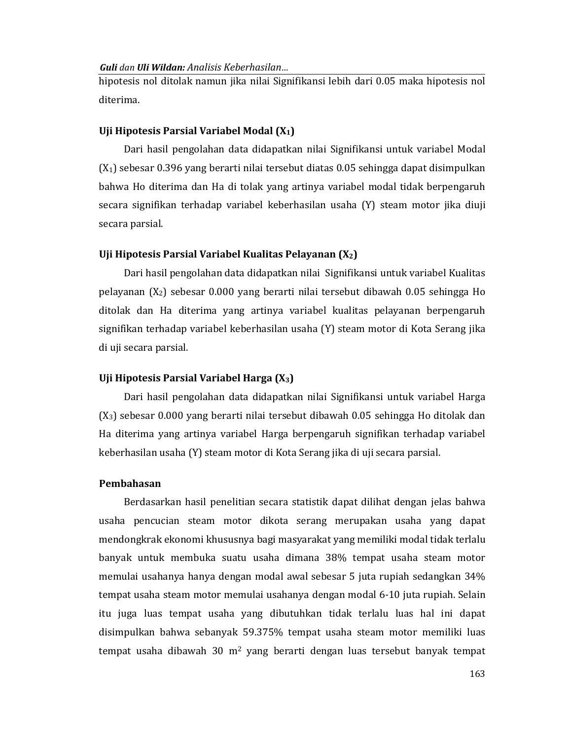hipotesis nol ditolak namun jika nilai Signifikansi lebih dari 0.05 maka hipotesis nol diterima.

### Uji Hipotesis Parsial Variabel Modal ($X_1$)

Dari hasil pengolahan data didapatkan nilai Signifikansi untuk variabel Modal ($X_1$) sebesar 0.396 yang berarti nilai tersebut diatas 0.05 sehingga dapat disimpulkan bahwa Ho diterima dan Ha di tolak yang artinya variabel modal tidak berpengaruh secara signifikan terhadap variabel keberhasilan usaha (Y) steam motor jika diuji secara parsial.

### Uji Hipotesis Parsial Variabel Kualitas Pelayanan ($X_2$)

Dari hasil pengolahan data didapatkan nilai Signifikansi untuk variabel Kualitas pelayanan ($X_2$) sebesar 0.000 yang berarti nilai tersebut dibawah 0.05 sehingga Ho ditolak dan Ha diterima yang artinya variabel kualitas pelayanan berpengaruh signifikan terhadap variabel keberhasilan usaha (Y) steam motor di Kota Serang jika di uji secara parsial.

### Uji Hipotesis Parsial Variabel Harga ($X_3$)

Dari hasil pengolahan data didapatkan nilai Signifikansi untuk variabel Harga ($X_3$) sebesar 0.000 yang berarti nilai tersebut dibawah 0.05 sehingga Ho ditolak dan Ha diterima yang artinya variabel Harga berpengaruh signifikan terhadap variabel keberhasilan usaha (Y) steam motor di Kota Serang jika di uji secara parsial.

### Pembahasan

Berdasarkan hasil penelitian secara statistik dapat dilihat dengan jelas bahwa usaha pencucian steam motor dikota serang merupakan usaha yang dapat mendongkrak ekonomi khususnya bagi masyarakat yang memiliki modal tidak terlalu banyak untuk membuka suatu usaha dimana 38% tempat usaha steam motor memulai usahanya hanya dengan modal awal sebesar 5 juta rupiah sedangkan 34% tempat usaha steam motor memulai usahanya dengan modal 6-10 juta rupiah. Selain itu juga luas tempat usaha yang dibutuhkan tidak terlalu luas hal ini dapat disimpulkan bahwa sebanyak 59.375% tempat usaha steam motor memiliki luas tempat usaha dibawah 30 $m^2$ yang berarti dengan luas tersebut banyak tempat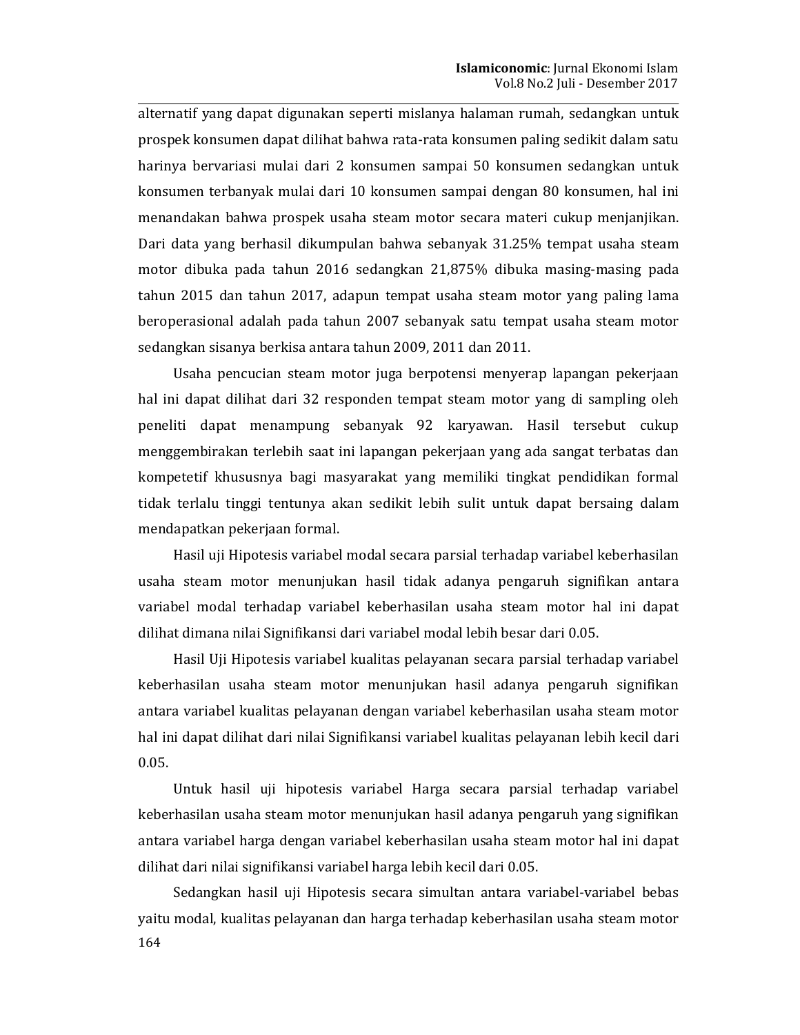alternatif yang dapat digunakan seperti mislanya halaman rumah, sedangkan untuk prospek konsumen dapat dilihat bahwa rata-rata konsumen paling sedikit dalam satu harinya bervariasi mulai dari 2 konsumen sampai 50 konsumen sedangkan untuk konsumen terbanyak mulai dari 10 konsumen sampai dengan 80 konsumen, hal ini menandakan bahwa prospek usaha steam motor secara materi cukup menjanjikan. Dari data yang berhasil dikumpulan bahwa sebanyak 31.25% tempat usaha steam motor dibuka pada tahun 2016 sedangkan 21,875% dibuka masing-masing pada tahun 2015 dan tahun 2017, adapun tempat usaha steam motor yang paling lama beroperasional adalah pada tahun 2007 sebanyak satu tempat usaha steam motor sedangkan sisanya berkisa antara tahun 2009, 2011 dan 2011.

Usaha pencucian steam motor juga berpotensi menyerap lapangan pekerjaan hal ini dapat dilihat dari 32 responden tempat steam motor yang di sampling oleh peneliti dapat menampung sebanyak 92 karyawan. Hasil tersebut cukup menggembirakan terlebih saat ini lapangan pekerjaan yang ada sangat terbatas dan kompetetif khususnya bagi masyarakat yang memiliki tingkat pendidikan formal tidak terlalu tinggi tentunya akan sedikit lebih sulit untuk dapat bersaing dalam mendapatkan pekerjaan formal.

Hasil uji Hipotesis variabel modal secara parsial terhadap variabel keberhasilan usaha steam motor menunjukan hasil tidak adanya pengaruh signifikan antara variabel modal terhadap variabel keberhasilan usaha steam motor hal ini dapat dilihat dimana nilai Signifikansi dari variabel modal lebih besar dari 0.05.

Hasil Uji Hipotesis variabel kualitas pelayanan secara parsial terhadap variabel keberhasilan usaha steam motor menunjukan hasil adanya pengaruh signifikan antara variabel kualitas pelayanan dengan variabel keberhasilan usaha steam motor hal ini dapat dilihat dari nilai Signifikansi variabel kualitas pelayanan lebih kecil dari 0.05.

Untuk hasil uji hipotesis variabel Harga secara parsial terhadap variabel keberhasilan usaha steam motor menunjukan hasil adanya pengaruh yang signifikan antara variabel harga dengan variabel keberhasilan usaha steam motor hal ini dapat dilihat dari nilai signifikansi variabel harga lebih kecil dari 0.05.

Sedangkan hasil uji Hipotesis secara simultan antara variabel-variabel bebas yaitu modal, kualitas pelayanan dan harga terhadap keberhasilan usaha steam motor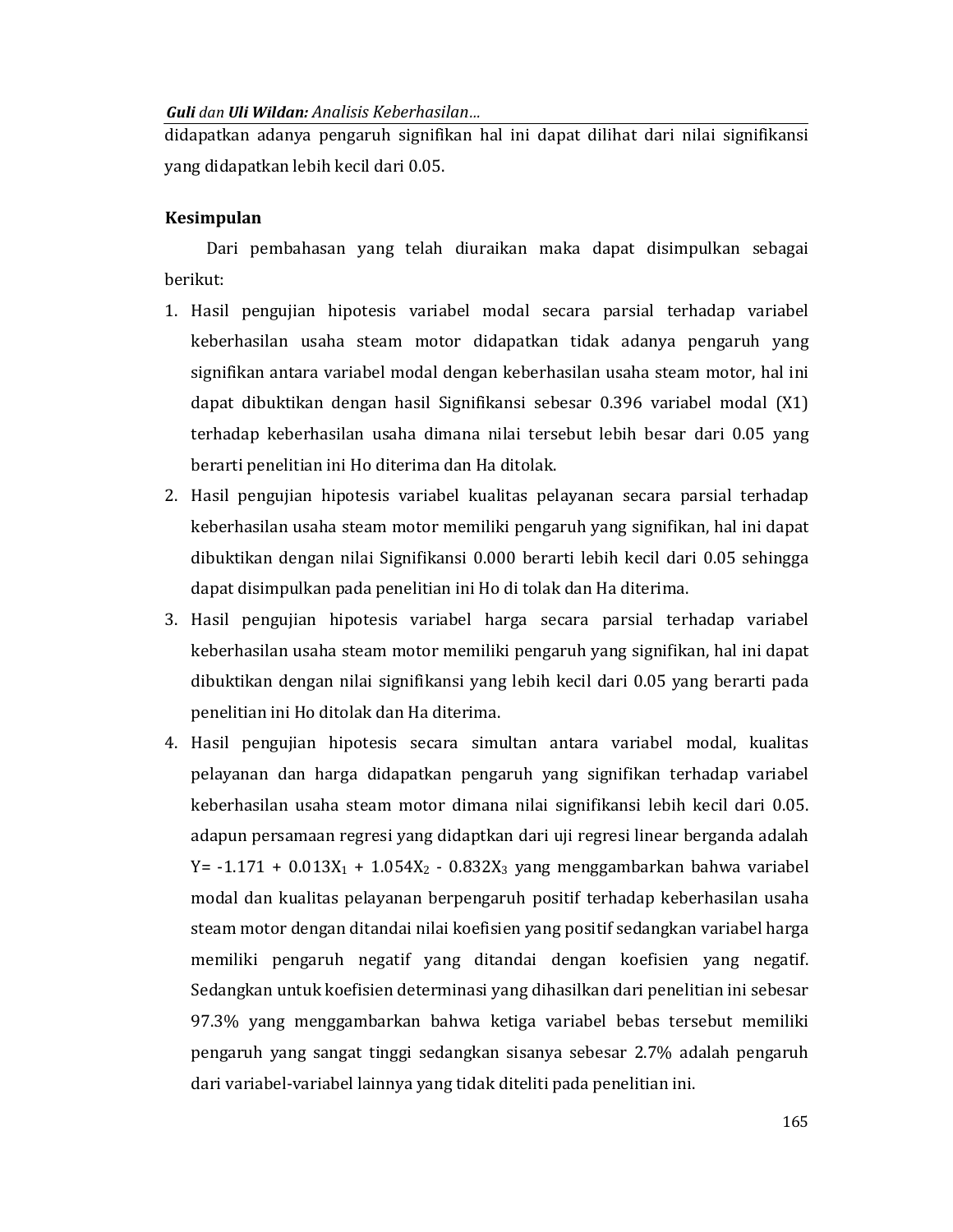didapatkan adanya pengaruh signifikan hal ini dapat dilihat dari nilai signifikansi yang didapatkan lebih kecil dari 0.05.

## Kesimpulan

Dari pembahasan yang telah diuraikan maka dapat disimpulkan sebagai berikut:

1. Hasil pengujian hipotesis variabel modal secara parsial terhadap variabel keberhasilan usaha steam motor didapatkan tidak adanya pengaruh yang signifikan antara variabel modal dengan keberhasilan usaha steam motor, hal ini dapat dibuktikan dengan hasil Signifikansi sebesar 0.396 variabel modal (X1) terhadap keberhasilan usaha dimana nilai tersebut lebih besar dari 0.05 yang berarti penelitian ini Ho diterima dan Ha ditolak.
2. Hasil pengujian hipotesis variabel kualitas pelayanan secara parsial terhadap keberhasilan usaha steam motor memiliki pengaruh yang signifikan, hal ini dapat dibuktikan dengan nilai Signifikansi 0.000 berarti lebih kecil dari 0.05 sehingga dapat disimpulkan pada penelitian ini Ho di tolak dan Ha diterima.
3. Hasil pengujian hipotesis variabel harga secara parsial terhadap variabel keberhasilan usaha steam motor memiliki pengaruh yang signifikan, hal ini dapat dibuktikan dengan nilai signifikansi yang lebih kecil dari 0.05 yang berarti pada penelitian ini Ho ditolak dan Ha diterima.
4. Hasil pengujian hipotesis secara simultan antara variabel modal, kualitas pelayanan dan harga didapatkan pengaruh yang signifikan terhadap variabel keberhasilan usaha steam motor dimana nilai signifikansi lebih kecil dari 0.05. adapun persamaan regresi yang didaptkan dari uji regresi linear berganda adalah $Y= -1.171 + 0.013X_1 + 1.054X_2 - 0.832X_3$ yang menggambarkan bahwa variabel modal dan kualitas pelayanan berpengaruh positif terhadap keberhasilan usaha steam motor dengan ditandai nilai koefisien yang positif sedangkan variabel harga memiliki pengaruh negatif yang ditandai dengan koefisien yang negatif. Sedangkan untuk koefisien determinasi yang dihasilkan dari penelitian ini sebesar 97.3% yang menggambarkan bahwa ketiga variabel bebas tersebut memiliki pengaruh yang sangat tinggi sedangkan sisanya sebesar 2.7% adalah pengaruh dari variabel-variabel lainnya yang tidak diteliti pada penelitian ini.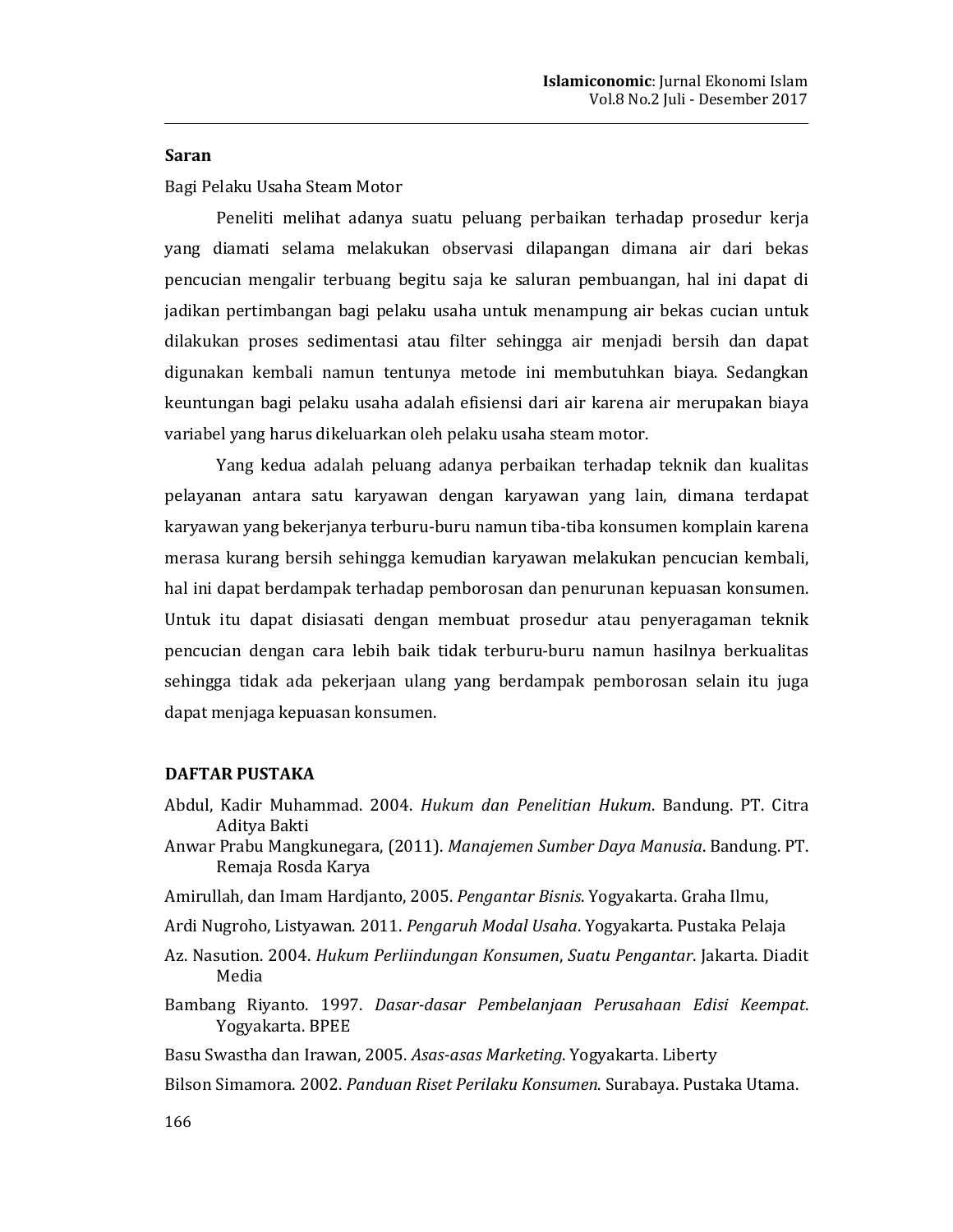### Saran

Bagi Pelaku Usaha Steam Motor

Peneliti melihat adanya suatu peluang perbaikan terhadap prosedur kerja yang diamati selama melakukan observasi dilapangan dimana air dari bekas pencucian mengalir terbuang begitu saja ke saluran pembuangan, hal ini dapat di jadikan pertimbangan bagi pelaku usaha untuk menampung air bekas cucian untuk dilakukan proses sedimentasi atau filter sehingga air menjadi bersih dan dapat digunakan kembali namun tentunya metode ini membutuhkan biaya. Sedangkan keuntungan bagi pelaku usaha adalah efisiensi dari air karena air merupakan biaya variabel yang harus dikeluarkan oleh pelaku usaha steam motor.

Yang kedua adalah peluang adanya perbaikan terhadap teknik dan kualitas pelayanan antara satu karyawan dengan karyawan yang lain, dimana terdapat karyawan yang bekerjanya terburu-buru namun tiba-tiba konsumen komplain karena merasa kurang bersih sehingga kemudian karyawan melakukan pencucian kembali, hal ini dapat berdampak terhadap pemborosan dan penurunan kepuasan konsumen. Untuk itu dapat disiasati dengan membuat prosedur atau penyeragaman teknik pencucian dengan cara lebih baik tidak terburu-buru namun hasilnya berkualitas sehingga tidak ada pekerjaan ulang yang berdampak pemborosan selain itu juga dapat menjaga kepuasan konsumen.

## DAFTAR PUSTAKA

Abdul, Kadir Muhammad. 2004. *Hukum dan Penelitian Hukum*. Bandung. PT. Citra Aditya Bakti

Anwar Prabu Mangkunegara, (2011). *Manajemen Sumber Daya Manusia*. Bandung. PT. Remaja Rosda Karya

Amirullah, dan Imam Hardjanto, 2005. *Pengantar Bisnis*. Yogyakarta. Graha Ilmu,

Ardi Nugroho, Listyawan. 2011. *Pengaruh Modal Usaha*. Yogyakarta. Pustaka Pelaja

Az. Nasution. 2004. *Hukum Perliindungan Konsumen*, *Suatu Pengantar*. Jakarta. Diadit Media

Bambang Riyanto. 1997. *Dasar-dasar Pembelanjaan Perusahaan Edisi Keempat*. Yogyakarta. BPEE

Basu Swastha dan Irawan, 2005. *Asas-asas Marketing*. Yogyakarta. Liberty

Bilson Simamora. 2002. *Panduan Riset Perilaku Konsumen*. Surabaya. Pustaka Utama.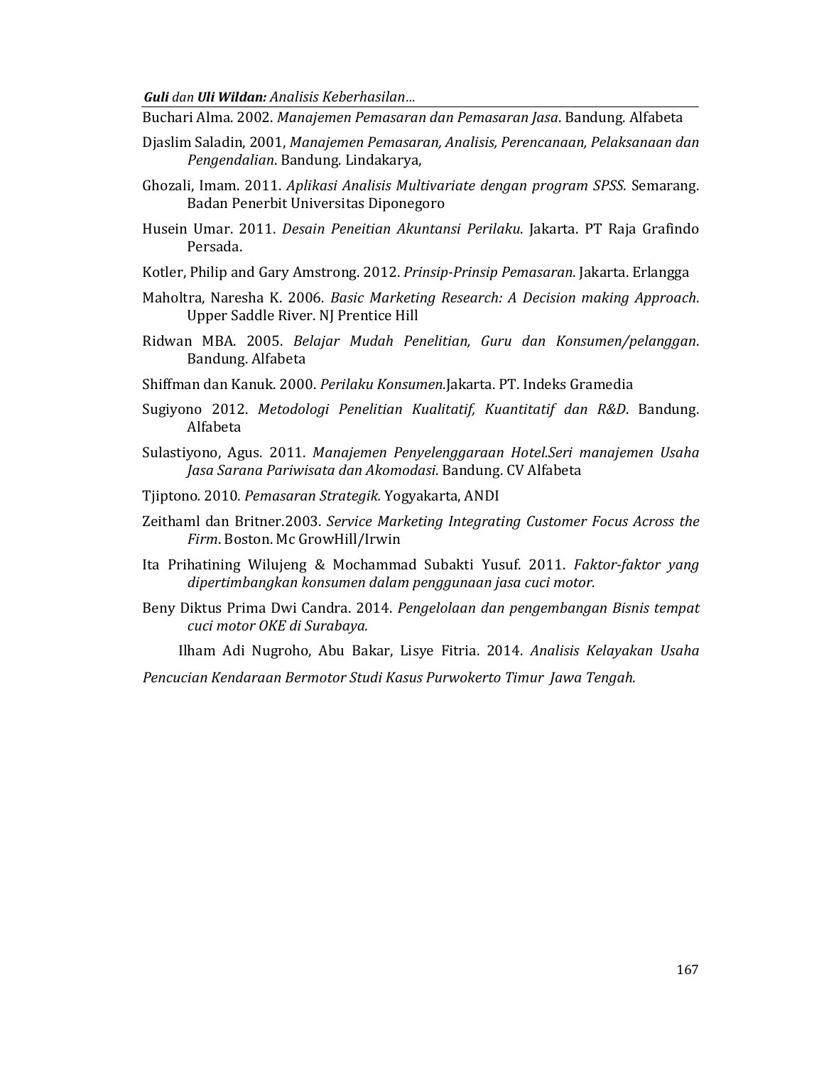Buchari Alma. 2002. *Manajemen Pemasaran dan Pemasaran Jasa*. Bandung. Alfabeta

Djaslim Saladin, 2001, *Manajemen Pemasaran, Analisis, Perencanaan, Pelaksanaan dan Pengendalian*. Bandung. Lindakarya,

Ghozali, Imam. 2011. *Aplikasi Analisis Multivariate dengan program SPSS.* Semarang. Badan Penerbit Universitas Diponegoro

Husein Umar. 2011. *Desain Peneitian Akuntansi Perilaku*. Jakarta. PT Raja Grafindo Persada.

Kotler, Philip and Gary Amstrong. 2012. *Prinsip-Prinsip Pemasaran*. Jakarta. Erlangga

Maholtra, Naresha K. 2006. *Basic Marketing Research: A Decision making Approach*. Upper Saddle River. NJ Prentice Hill

Ridwan MBA. 2005. *Belajar Mudah Penelitian, Guru dan Konsumen/pelanggan*. Bandung. Alfabeta

Shiffman dan Kanuk. 2000. *Perilaku Konsumen.*Jakarta. PT. Indeks Gramedia

Sugiyono 2012. *Metodologi Penelitian Kualitatif, Kuantitatif dan R&D*. Bandung. Alfabeta

Sulastiyono, Agus. 2011. *Manajemen Penyelenggaraan Hotel.Seri manajemen Usaha Jasa Sarana Pariwisata dan Akomodasi*. Bandung. CV Alfabeta

Tjiptono. 2010*. Pemasaran Strategik.* Yogyakarta, ANDI

Zeithaml dan Britner.2003. *Service Marketing Integrating Customer Focus Across the Firm*. Boston. Mc GrowHill/Irwin

Ita Prihatining Wilujeng & Mochammad Subakti Yusuf. 2011. *Faktor-faktor yang dipertimbangkan konsumen dalam penggunaan jasa cuci motor.*

Beny Diktus Prima Dwi Candra. 2014. *Pengelolaan dan pengembangan Bisnis tempat cuci motor OKE di Surabaya.*

Ilham Adi Nugroho, Abu Bakar, Lisye Fitria. 2014. *Analisis Kelayakan Usaha Pencucian Kendaraan Bermotor Studi Kasus Purwokerto Timur Jawa Tengah.*